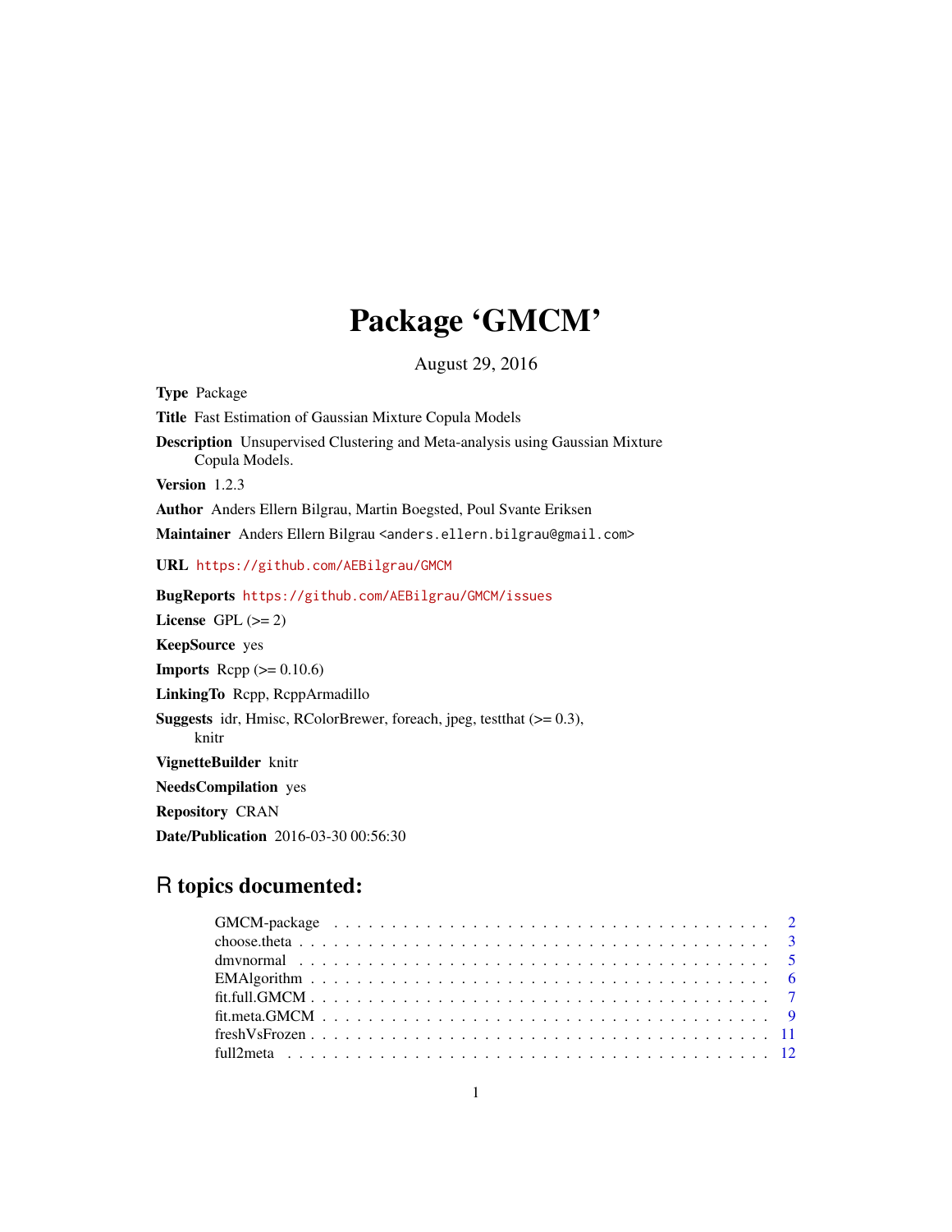# Package 'GMCM'

August 29, 2016

**Type** Package

**Title** Fast Estimation of Gaussian Mixture Copula Models

**Description** Unsupervised Clustering and Meta-analysis using Gaussian Mixture Copula Models.

**Version** 1.2.3

**Author** Anders Ellern Bilgrau, Martin Boegsted, Poul Svante Eriksen

**Maintainer** Anders Ellern Bilgrau <anders.ellern.bilgrau@gmail.com>

**URL** https://github.com/AEBilgrau/GMCM

**BugReports** https://github.com/AEBilgrau/GMCM/issues

**License** GPL (>= 2)

**KeepSource** yes

**Imports** Rcpp (>= 0.10.6)

**LinkingTo** Rcpp, RcppArmadillo

**Suggests** idr, Hmisc, RColorBrewer, foreach, jpeg, testthat (>= 0.3), knitr

**VignetteBuilder** knitr

**NeedsCompilation** yes

**Repository** CRAN

**Date/Publication** 2016-03-30 00:56:30

## R topics documented:

| | |
|---|---|
| GMCM-package | 2 |
| choose.theta | 3 |
| dmvnormal | 5 |
| EMAlgorithm | 6 |
| fit.full.GMCM | 7 |
| fit.meta.GMCM | 9 |
| freshVsFrozen | 11 |
| full2meta | 12 |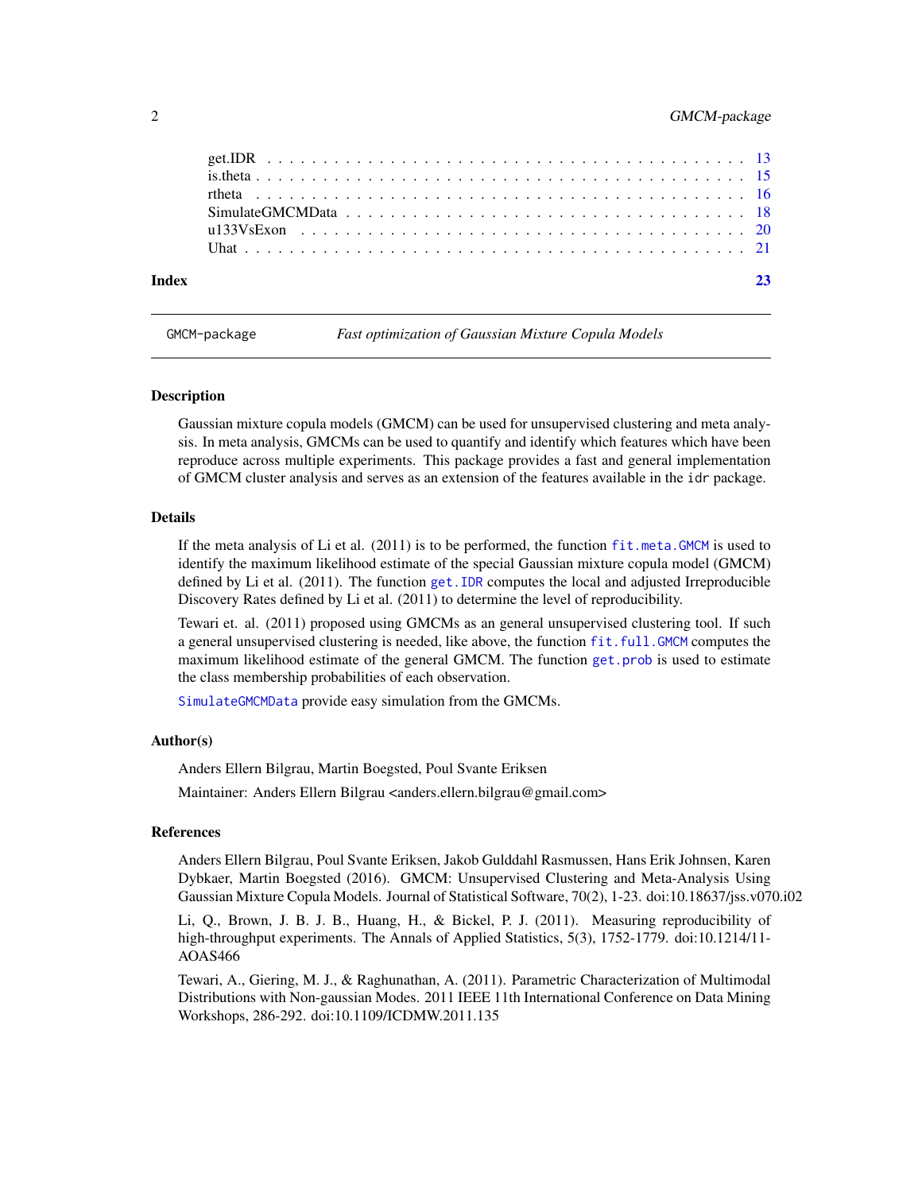get.IDR . . . . . . . . . . . . . . . . . . . . . . . . . . . . . . . . . . . . . . . . 13
is.theta . . . . . . . . . . . . . . . . . . . . . . . . . . . . . . . . . . . . . . . . 15
rtheta . . . . . . . . . . . . . . . . . . . . . . . . . . . . . . . . . . . . . . . . 16
SimulateGMCMData . . . . . . . . . . . . . . . . . . . . . . . . . . . . . . . . . . 18
u133VsExon . . . . . . . . . . . . . . . . . . . . . . . . . . . . . . . . . . . . . 20
Uhat . . . . . . . . . . . . . . . . . . . . . . . . . . . . . . . . . . . . . . . . . 21

**Index** **23**

---

`GMCM-package` *Fast optimization of Gaussian Mixture Copula Models*

---

### Description

Gaussian mixture copula models (GMCM) can be used for unsupervised clustering and meta analysis. In meta analysis, GMCMs can be used to quantify and identify which features which have been reproduce across multiple experiments. This package provides a fast and general implementation of GMCM cluster analysis and serves as an extension of the features available in the `idr` package.

### Details

If the meta analysis of Li et al. (2011) is to be performed, the function `fit.meta.GMCM` is used to identify the maximum likelihood estimate of the special Gaussian mixture copula model (GMCM) defined by Li et al. (2011). The function `get.IDR` computes the local and adjusted Irreproducible Discovery Rates defined by Li et al. (2011) to determine the level of reproducibility.

Tewari et. al. (2011) proposed using GMCMs as an general unsupervised clustering tool. If such a general unsupervised clustering is needed, like above, the function `fit.full.GMCM` computes the maximum likelihood estimate of the general GMCM. The function `get.prob` is used to estimate the class membership probabilities of each observation.

`SimulateGMCMData` provide easy simulation from the GMCMs.

### Author(s)

Anders Ellern Bilgrau, Martin Boegsted, Poul Svante Eriksen

Maintainer: Anders Ellern Bilgrau <anders.ellern.bilgrau@gmail.com>

### References

Anders Ellern Bilgrau, Poul Svante Eriksen, Jakob Gulddahl Rasmussen, Hans Erik Johnsen, Karen Dybkaer, Martin Boegsted (2016). GMCM: Unsupervised Clustering and Meta-Analysis Using Gaussian Mixture Copula Models. Journal of Statistical Software, 70(2), 1-23. doi:10.18637/jss.v070.i02

Li, Q., Brown, J. B. J. B., Huang, H., & Bickel, P. J. (2011). Measuring reproducibility of high-throughput experiments. The Annals of Applied Statistics, 5(3), 1752-1779. doi:10.1214/11-AOAS466

Tewari, A., Giering, M. J., & Raghunathan, A. (2011). Parametric Characterization of Multimodal Distributions with Non-gaussian Modes. 2011 IEEE 11th International Conference on Data Mining Workshops, 286-292. doi:10.1109/ICDMW.2011.135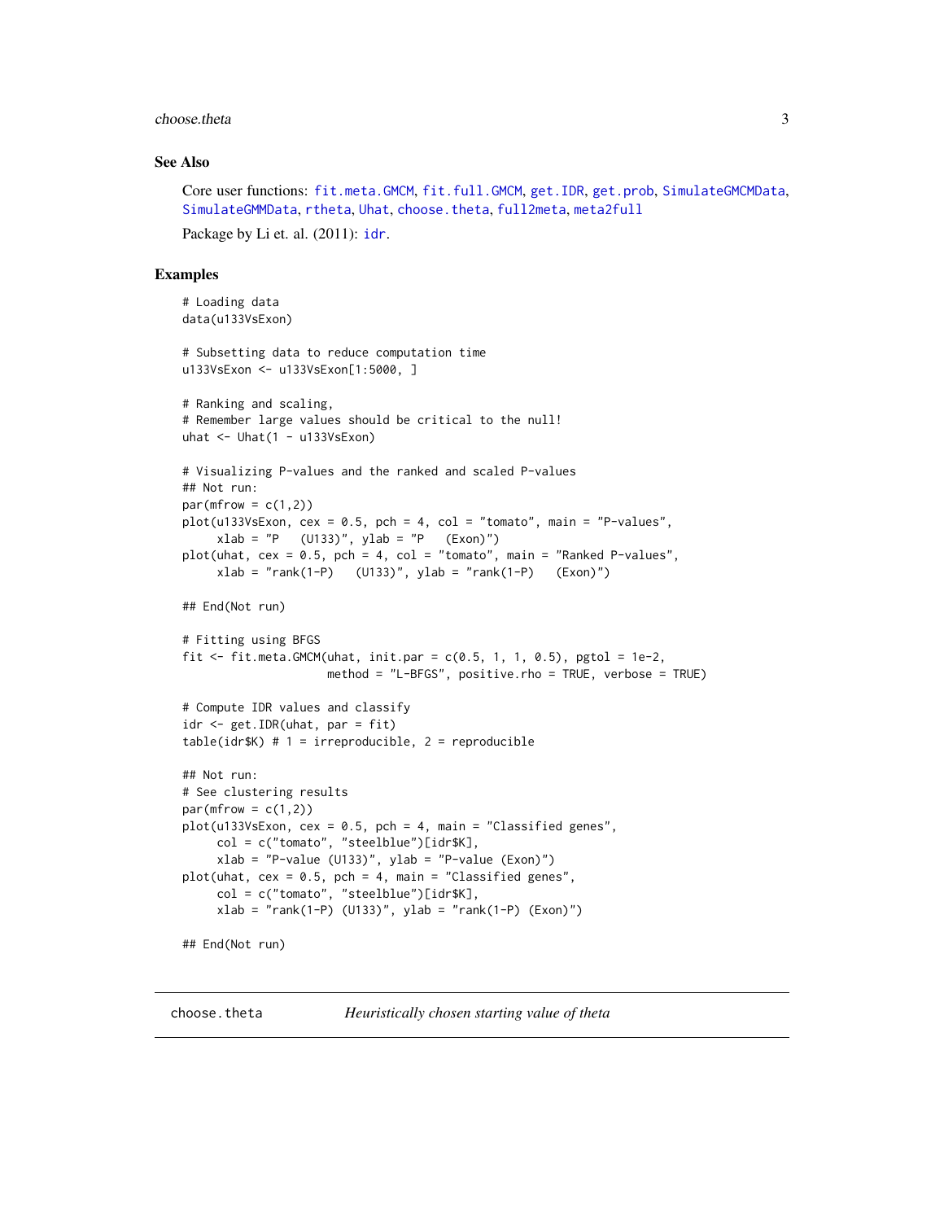### See Also

Core user functions: fit.meta.GMCM, fit.full.GMCM, get.IDR, get.prob, SimulateGMCMData, SimulateGMMData, rtheta, Uhat, choose.theta, full2meta, meta2full

Package by Li et. al. (2011): idr.

### Examples

```
# Loading data
data(u133VsExon)

# Subsetting data to reduce computation time
u133VsExon <- u133VsExon[1:5000, ]

# Ranking and scaling,
# Remember large values should be critical to the null!
uhat <- Uhat(1 - u133VsExon)

# Visualizing P-values and the ranked and scaled P-values
## Not run:
par(mfrow = c(1,2))
plot(u133VsExon, cex = 0.5, pch = 4, col = "tomato", main = "P-values",
     xlab = "P   (U133)", ylab = "P   (Exon)")
plot(uhat, cex = 0.5, pch = 4, col = "tomato", main = "Ranked P-values",
     xlab = "rank(1-P)   (U133)", ylab = "rank(1-P)   (Exon)")

## End(Not run)

# Fitting using BFGS
fit <- fit.meta.GMCM(uhat, init.par = c(0.5, 1, 1, 0.5), pgtol = 1e-2,
                     method = "L-BFGS", positive.rho = TRUE, verbose = TRUE)

# Compute IDR values and classify
idr <- get.IDR(uhat, par = fit)
table(idr$K) # 1 = irreproducible, 2 = reproducible

## Not run:
# See clustering results
par(mfrow = c(1,2))
plot(u133VsExon, cex = 0.5, pch = 4, main = "Classified genes",
     col = c("tomato", "steelblue")[idr$K],
     xlab = "P-value (U133)", ylab = "P-value (Exon)")
plot(uhat, cex = 0.5, pch = 4, main = "Classified genes",
     col = c("tomato", "steelblue")[idr$K],
     xlab = "rank(1-P) (U133)", ylab = "rank(1-P) (Exon)")

## End(Not run)
```

---

## choose.theta *Heuristically chosen starting value of theta*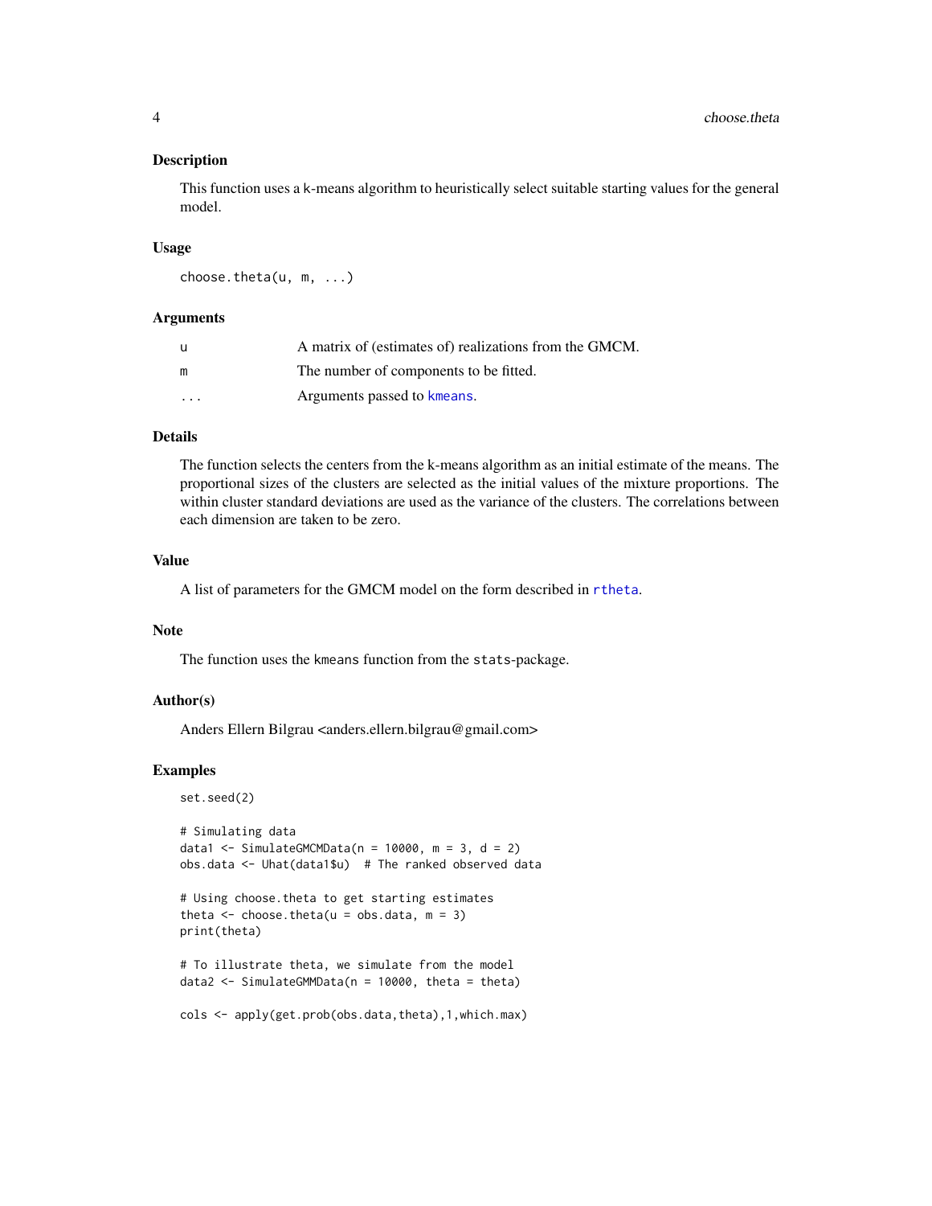### Description

This function uses a k-means algorithm to heuristically select suitable starting values for the general model.

### Usage

```
choose.theta(u, m, ...)
```

### Arguments

| | |
|---|---|
| u | A matrix of (estimates of) realizations from the GMCM. |
| m | The number of components to be fitted. |
| ... | Arguments passed to kmeans. |

### Details

The function selects the centers from the k-means algorithm as an initial estimate of the means. The proportional sizes of the clusters are selected as the initial values of the mixture proportions. The within cluster standard deviations are used as the variance of the clusters. The correlations between each dimension are taken to be zero.

### Value

A list of parameters for the GMCM model on the form described in rtheta.

### Note

The function uses the kmeans function from the stats-package.

### Author(s)

Anders Ellern Bilgrau <anders.ellern.bilgrau@gmail.com>

### Examples

```
set.seed(2)

# Simulating data
data1 <- SimulateGMCMData(n = 10000, m = 3, d = 2)
obs.data <- Uhat(data1$u)  # The ranked observed data

# Using choose.theta to get starting estimates
theta <- choose.theta(u = obs.data, m = 3)
print(theta)

# To illustrate theta, we simulate from the model
data2 <- SimulateGMMData(n = 10000, theta = theta)

cols <- apply(get.prob(obs.data,theta),1,which.max)
```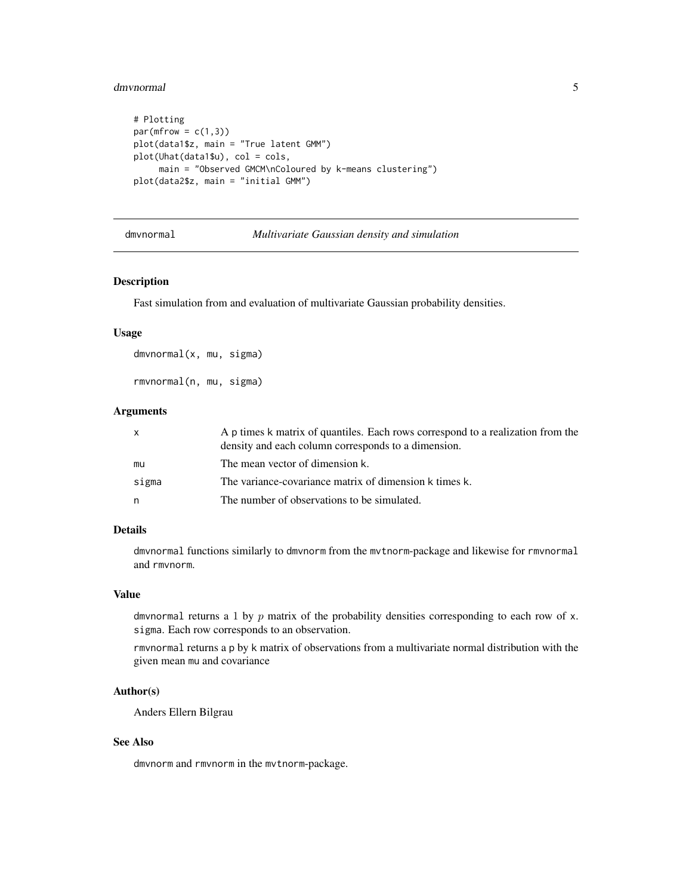```
# Plotting
par(mfrow = c(1,3))
plot(data1$z, main = "True latent GMM")
plot(Uhat(data1$u), col = cols,
     main = "Observed GMCM\nColoured by k-means clustering")
plot(data2$z, main = "initial GMM")
```

---

## dmvnormal — *Multivariate Gaussian density and simulation*

### Description

Fast simulation from and evaluation of multivariate Gaussian probability densities.

### Usage

```
dmvnormal(x, mu, sigma)

rmvnormal(n, mu, sigma)
```

### Arguments

| | |
|---|---|
| x | A p times k matrix of quantiles. Each rows correspond to a realization from the density and each column corresponds to a dimension. |
| mu | The mean vector of dimension k. |
| sigma | The variance-covariance matrix of dimension k times k. |
| n | The number of observations to be simulated. |

### Details

`dmvnormal` functions similarly to `dmvnorm` from the `mvtnorm`-package and likewise for `rmvnormal` and `rmvnorm`.

### Value

`dmvnormal` returns a 1 by $p$ matrix of the probability densities corresponding to each row of `x`. `sigma`. Each row corresponds to an observation.

`rmvnormal` returns a `p` by `k` matrix of observations from a multivariate normal distribution with the given mean `mu` and covariance

### Author(s)

Anders Ellern Bilgrau

### See Also

`dmvnorm` and `rmvnorm` in the `mvtnorm`-package.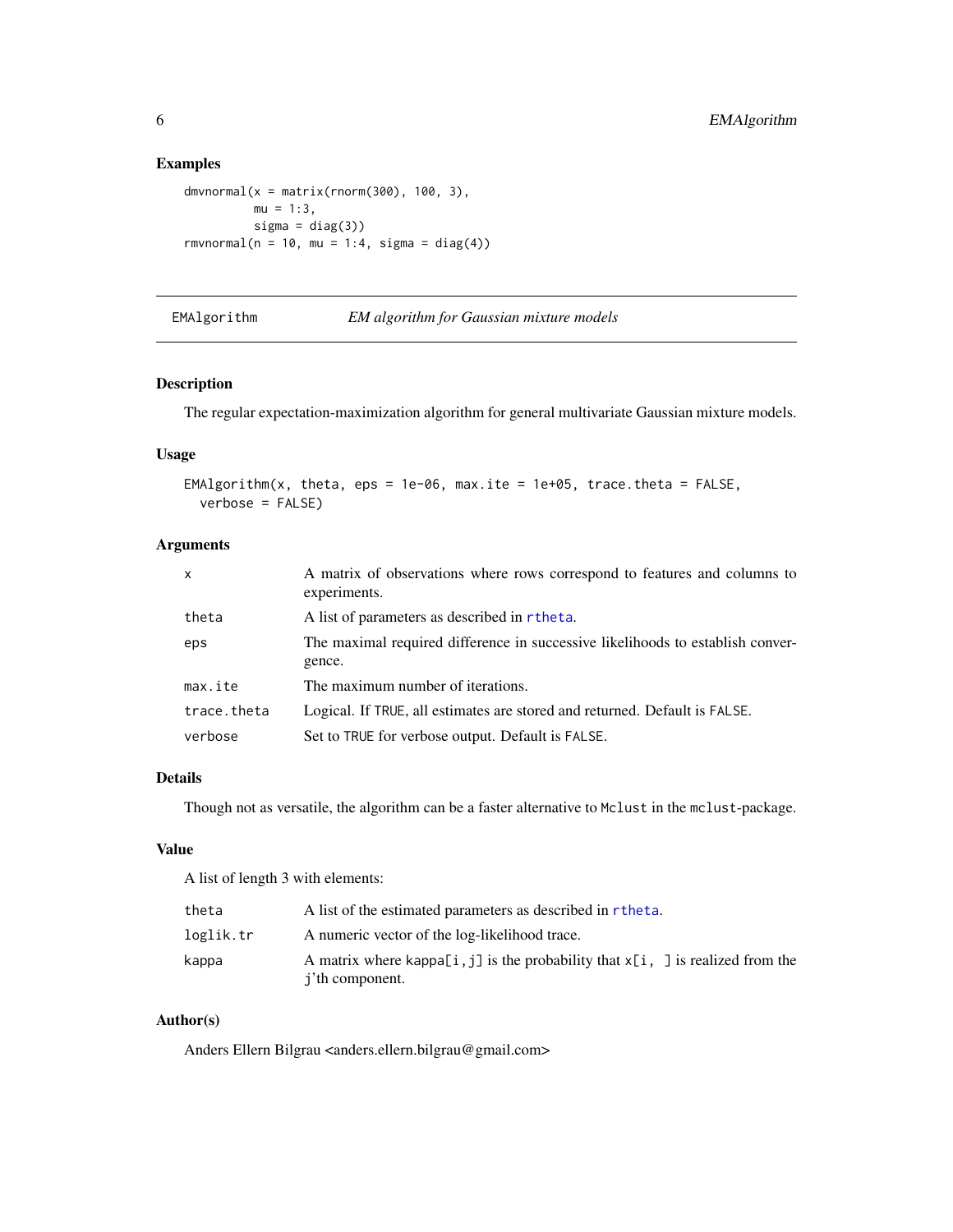## Examples

```
dmvnormal(x = matrix(rnorm(300), 100, 3),
          mu = 1:3,
          sigma = diag(3))
rmvnormal(n = 10, mu = 1:4, sigma = diag(4))
```

---

# EMAlgorithm *EM algorithm for Gaussian mixture models*

## Description

The regular expectation-maximization algorithm for general multivariate Gaussian mixture models.

## Usage

```
EMAlgorithm(x, theta, eps = 1e-06, max.ite = 1e+05, trace.theta = FALSE,
  verbose = FALSE)
```

## Arguments

| | |
|---|---|
| `x` | A matrix of observations where rows correspond to features and columns to experiments. |
| `theta` | A list of parameters as described in `rtheta`. |
| `eps` | The maximal required difference in successive likelihoods to establish convergence. |
| `max.ite` | The maximum number of iterations. |
| `trace.theta` | Logical. If `TRUE`, all estimates are stored and returned. Default is `FALSE`. |
| `verbose` | Set to `TRUE` for verbose output. Default is `FALSE`. |

## Details

Though not as versatile, the algorithm can be a faster alternative to `Mclust` in the `mclust`-package.

## Value

A list of length 3 with elements:

| | |
|---|---|
| `theta` | A list of the estimated parameters as described in `rtheta`. |
| `loglik.tr` | A numeric vector of the log-likelihood trace. |
| `kappa` | A matrix where `kappa[i,j]` is the probability that `x[i, ]` is realized from the `j`'th component. |

## Author(s)

Anders Ellern Bilgrau <anders.ellern.bilgrau@gmail.com>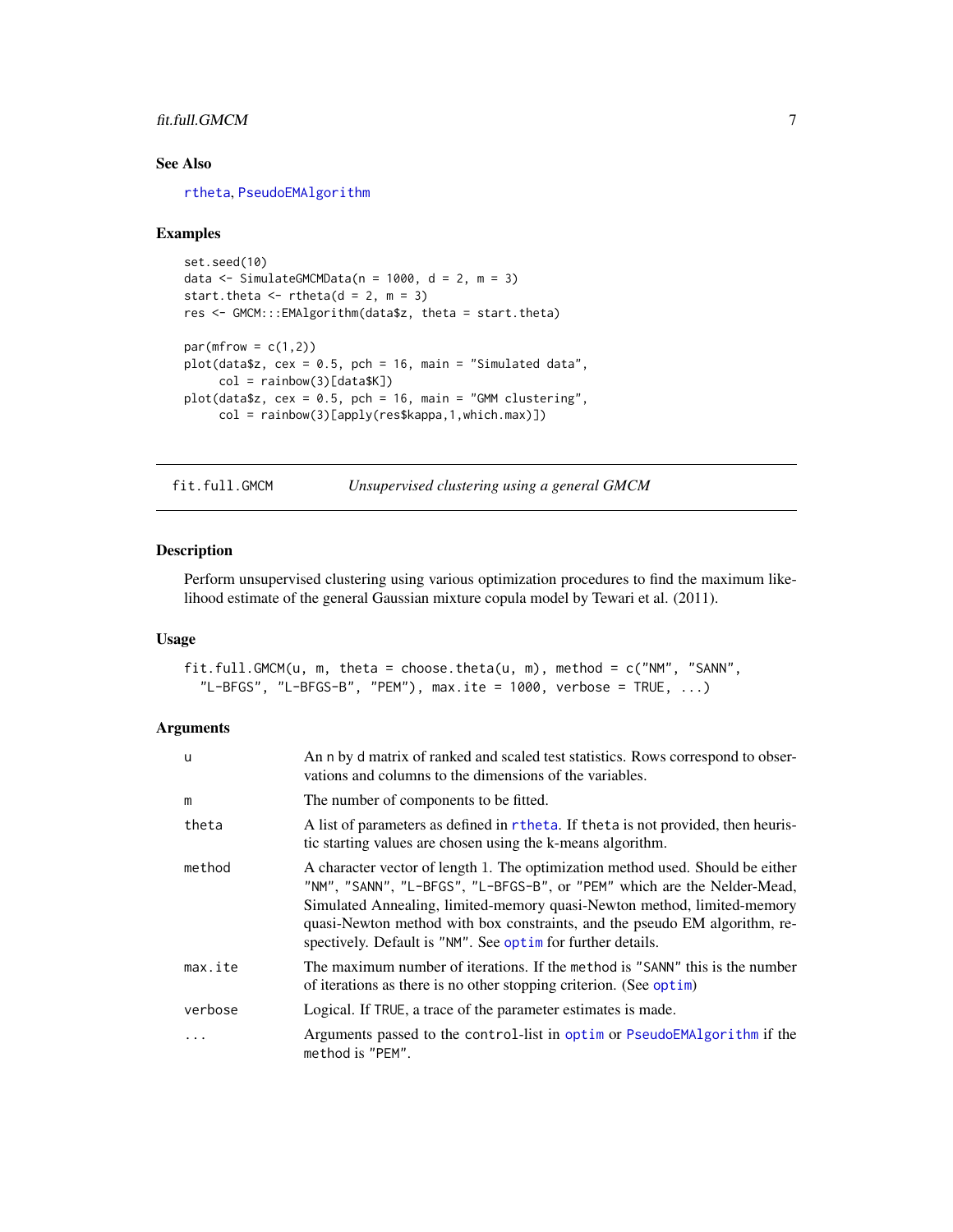### See Also

rtheta, PseudoEMAlgorithm

### Examples

```
set.seed(10)
data <- SimulateGMCMData(n = 1000, d = 2, m = 3)
start.theta <- rtheta(d = 2, m = 3)
res <- GMCM:::EMAlgorithm(data$z, theta = start.theta)

par(mfrow = c(1,2))
plot(data$z, cex = 0.5, pch = 16, main = "Simulated data",
     col = rainbow(3)[data$K])
plot(data$z, cex = 0.5, pch = 16, main = "GMM clustering",
     col = rainbow(3)[apply(res$kappa,1,which.max)])
```

---

## fit.full.GMCM &nbsp;&nbsp;&nbsp; *Unsupervised clustering using a general GMCM*

### Description

Perform unsupervised clustering using various optimization procedures to find the maximum likelihood estimate of the general Gaussian mixture copula model by Tewari et al. (2011).

### Usage

```
fit.full.GMCM(u, m, theta = choose.theta(u, m), method = c("NM", "SANN",
  "L-BFGS", "L-BFGS-B", "PEM"), max.ite = 1000, verbose = TRUE, ...)
```

### Arguments

| | |
|---|---|
| `u` | An n by d matrix of ranked and scaled test statistics. Rows correspond to observations and columns to the dimensions of the variables. |
| `m` | The number of components to be fitted. |
| `theta` | A list of parameters as defined in rtheta. If theta is not provided, then heuristic starting values are chosen using the k-means algorithm. |
| `method` | A character vector of length 1. The optimization method used. Should be either "NM", "SANN", "L-BFGS", "L-BFGS-B", or "PEM" which are the Nelder-Mead, Simulated Annealing, limited-memory quasi-Newton method, limited-memory quasi-Newton method with box constraints, and the pseudo EM algorithm, respectively. Default is "NM". See optim for further details. |
| `max.ite` | The maximum number of iterations. If the method is "SANN" this is the number of iterations as there is no other stopping criterion. (See optim) |
| `verbose` | Logical. If TRUE, a trace of the parameter estimates is made. |
| `...` | Arguments passed to the control-list in optim or PseudoEMAlgorithm if the method is "PEM". |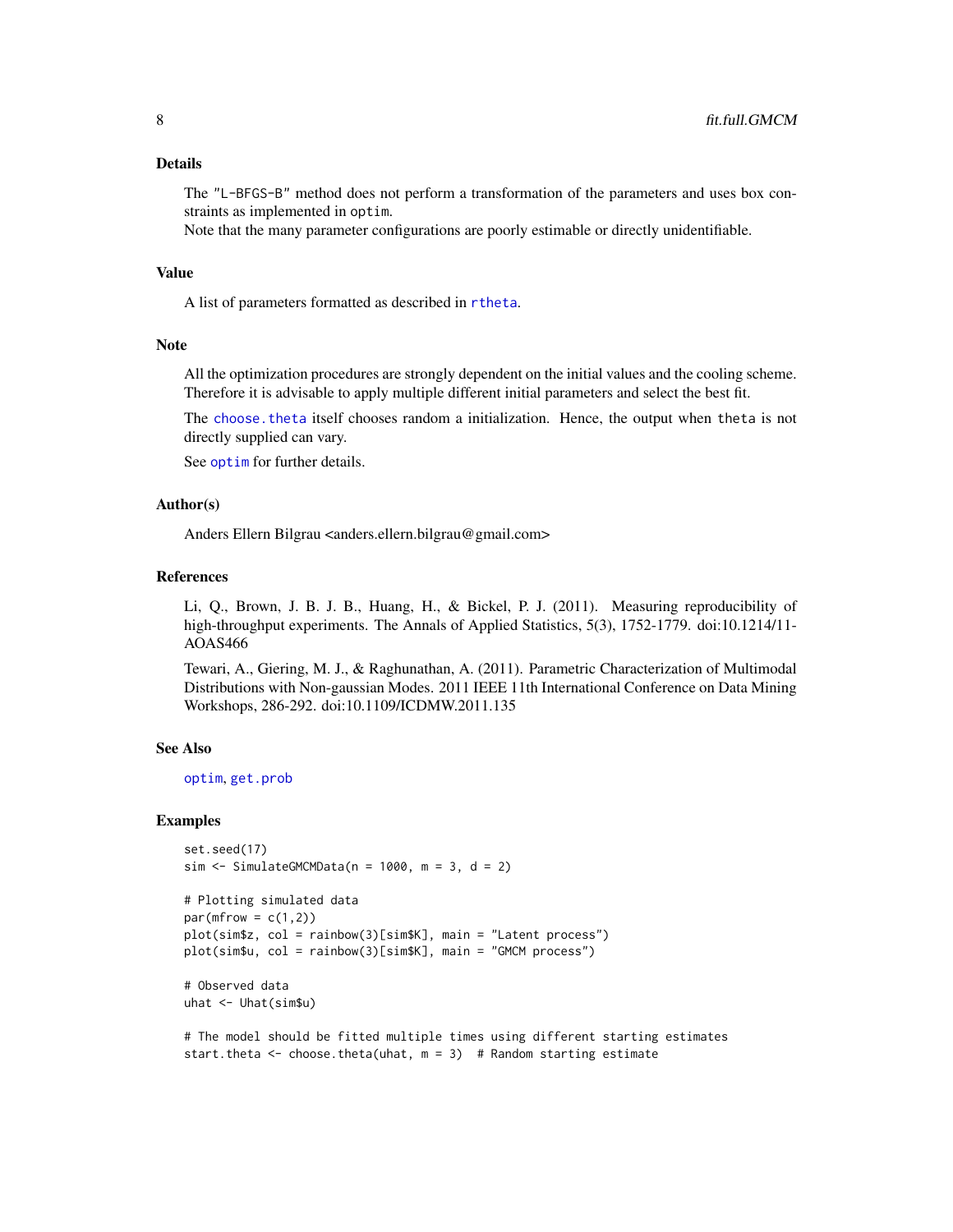### Details

The "L-BFGS-B" method does not perform a transformation of the parameters and uses box constraints as implemented in optim.
Note that the many parameter configurations are poorly estimable or directly unidentifiable.

### Value

A list of parameters formatted as described in rtheta.

### Note

All the optimization procedures are strongly dependent on the initial values and the cooling scheme. Therefore it is advisable to apply multiple different initial parameters and select the best fit.

The choose.theta itself chooses random a initialization. Hence, the output when theta is not directly supplied can vary.

See optim for further details.

### Author(s)

Anders Ellern Bilgrau <anders.ellern.bilgrau@gmail.com>

### References

Li, Q., Brown, J. B. J. B., Huang, H., & Bickel, P. J. (2011). Measuring reproducibility of high-throughput experiments. The Annals of Applied Statistics, 5(3), 1752-1779. doi:10.1214/11-AOAS466

Tewari, A., Giering, M. J., & Raghunathan, A. (2011). Parametric Characterization of Multimodal Distributions with Non-gaussian Modes. 2011 IEEE 11th International Conference on Data Mining Workshops, 286-292. doi:10.1109/ICDMW.2011.135

### See Also

optim, get.prob

### Examples

```
set.seed(17)
sim <- SimulateGMCMData(n = 1000, m = 3, d = 2)

# Plotting simulated data
par(mfrow = c(1,2))
plot(sim$z, col = rainbow(3)[sim$K], main = "Latent process")
plot(sim$u, col = rainbow(3)[sim$K], main = "GMCM process")

# Observed data
uhat <- Uhat(sim$u)

# The model should be fitted multiple times using different starting estimates
start.theta <- choose.theta(uhat, m = 3)  # Random starting estimate
```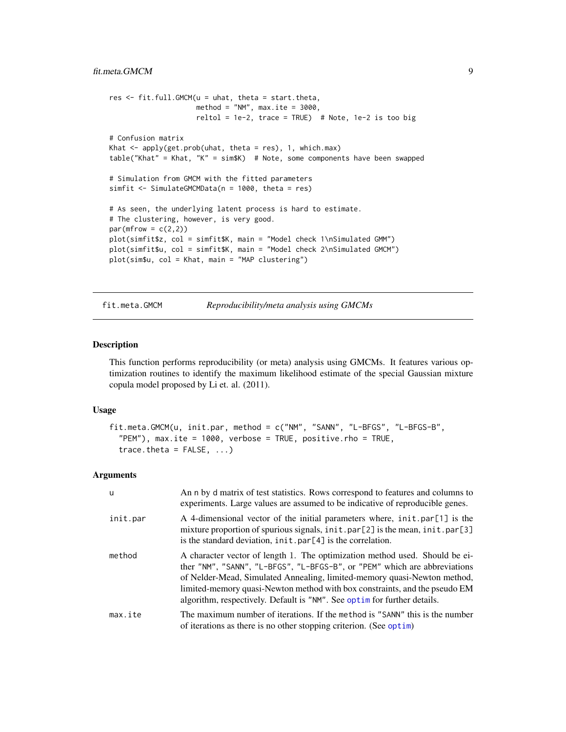```
res <- fit.full.GMCM(u = uhat, theta = start.theta,
                     method = "NM", max.ite = 3000,
                     reltol = 1e-2, trace = TRUE)  # Note, 1e-2 is too big

# Confusion matrix
Khat <- apply(get.prob(uhat, theta = res), 1, which.max)
table("Khat" = Khat, "K" = sim$K)  # Note, some components have been swapped

# Simulation from GMCM with the fitted parameters
simfit <- SimulateGMCMData(n = 1000, theta = res)

# As seen, the underlying latent process is hard to estimate.
# The clustering, however, is very good.
par(mfrow = c(2,2))
plot(simfit$z, col = simfit$K, main = "Model check 1\nSimulated GMM")
plot(simfit$u, col = simfit$K, main = "Model check 2\nSimulated GMCM")
plot(sim$u, col = Khat, main = "MAP clustering")
```

## fit.meta.GMCM — *Reproducibility/meta analysis using GMCMs*

### Description

This function performs reproducibility (or meta) analysis using GMCMs. It features various optimization routines to identify the maximum likelihood estimate of the special Gaussian mixture copula model proposed by Li et. al. (2011).

### Usage

```
fit.meta.GMCM(u, init.par, method = c("NM", "SANN", "L-BFGS", "L-BFGS-B",
  "PEM"), max.ite = 1000, verbose = TRUE, positive.rho = TRUE,
  trace.theta = FALSE, ...)
```

### Arguments

| | |
|---|---|
| u | An n by d matrix of test statistics. Rows correspond to features and columns to experiments. Large values are assumed to be indicative of reproducible genes. |
| init.par | A 4-dimensional vector of the initial parameters where, init.par[1] is the mixture proportion of spurious signals, init.par[2] is the mean, init.par[3] is the standard deviation, init.par[4] is the correlation. |
| method | A character vector of length 1. The optimization method used. Should be either "NM", "SANN", "L-BFGS", "L-BFGS-B", or "PEM" which are abbreviations of Nelder-Mead, Simulated Annealing, limited-memory quasi-Newton method, limited-memory quasi-Newton method with box constraints, and the pseudo EM algorithm, respectively. Default is "NM". See optim for further details. |
| max.ite | The maximum number of iterations. If the method is "SANN" this is the number of iterations as there is no other stopping criterion. (See optim) |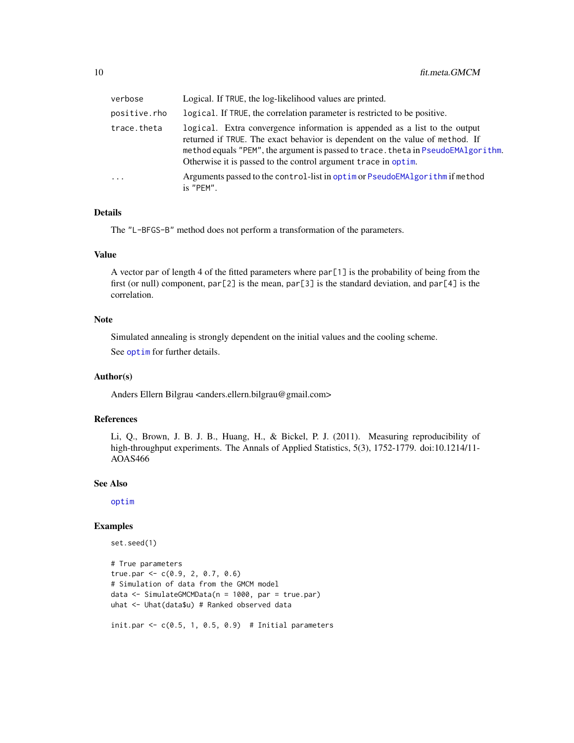| | |
|---|---|
| verbose | Logical. If TRUE, the log-likelihood values are printed. |
| positive.rho | logical. If TRUE, the correlation parameter is restricted to be positive. |
| trace.theta | logical. Extra convergence information is appended as a list to the output returned if TRUE. The exact behavior is dependent on the value of method. If method equals "PEM", the argument is passed to trace.theta in PseudoEMAlgorithm. Otherwise it is passed to the control argument trace in optim. |
| ... | Arguments passed to the control-list in optim or PseudoEMAlgorithm if method is "PEM". |

## Details

The "L-BFGS-B" method does not perform a transformation of the parameters.

## Value

A vector par of length 4 of the fitted parameters where par[1] is the probability of being from the first (or null) component, par[2] is the mean, par[3] is the standard deviation, and par[4] is the correlation.

## Note

Simulated annealing is strongly dependent on the initial values and the cooling scheme.

See optim for further details.

## Author(s)

Anders Ellern Bilgrau <anders.ellern.bilgrau@gmail.com>

## References

Li, Q., Brown, J. B. J. B., Huang, H., & Bickel, P. J. (2011). Measuring reproducibility of high-throughput experiments. The Annals of Applied Statistics, 5(3), 1752-1779. doi:10.1214/11-AOAS466

## See Also

optim

## Examples

```
set.seed(1)

# True parameters
true.par <- c(0.9, 2, 0.7, 0.6)
# Simulation of data from the GMCM model
data <- SimulateGMCMData(n = 1000, par = true.par)
uhat <- Uhat(data$u) # Ranked observed data

init.par <- c(0.5, 1, 0.5, 0.9)  # Initial parameters
```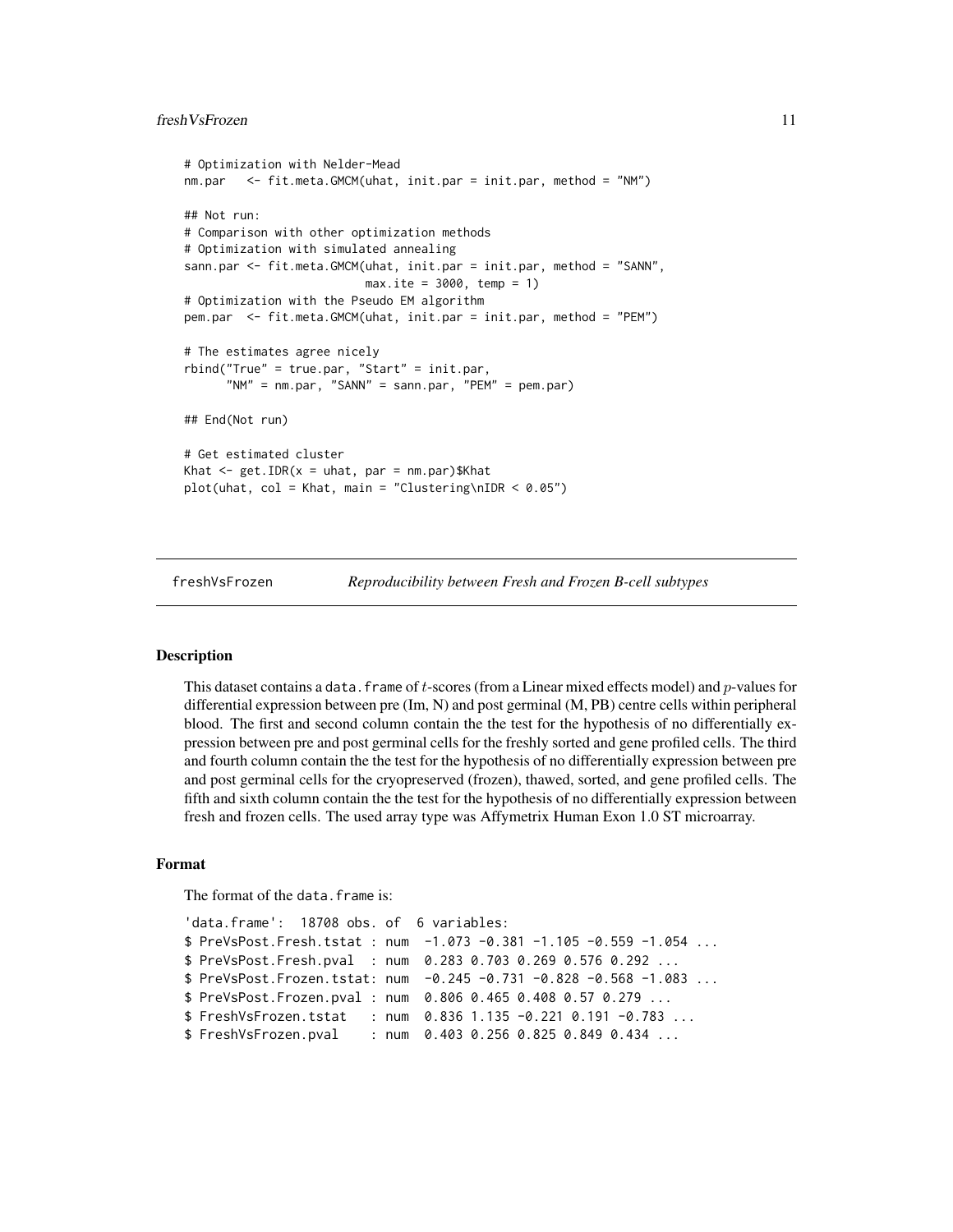```
# Optimization with Nelder-Mead
nm.par   <- fit.meta.GMCM(uhat, init.par = init.par, method = "NM")

## Not run:
# Comparison with other optimization methods
# Optimization with simulated annealing
sann.par <- fit.meta.GMCM(uhat, init.par = init.par, method = "SANN",
                          max.ite = 3000, temp = 1)
# Optimization with the Pseudo EM algorithm
pem.par  <- fit.meta.GMCM(uhat, init.par = init.par, method = "PEM")

# The estimates agree nicely
rbind("True" = true.par, "Start" = init.par,
      "NM" = nm.par, "SANN" = sann.par, "PEM" = pem.par)

## End(Not run)

# Get estimated cluster
Khat <- get.IDR(x = uhat, par = nm.par)$Khat
plot(uhat, col = Khat, main = "Clustering\nIDR < 0.05")
```

## freshVsFrozen *Reproducibility between Fresh and Frozen B-cell subtypes*

### Description

This dataset contains a `data.frame` of $t$-scores (from a Linear mixed effects model) and $p$-values for differential expression between pre (Im, N) and post germinal (M, PB) centre cells within peripheral blood. The first and second column contain the the test for the hypothesis of no differentially expression between pre and post germinal cells for the freshly sorted and gene profiled cells. The third and fourth column contain the the test for the hypothesis of no differentially expression between pre and post germinal cells for the cryopreserved (frozen), thawed, sorted, and gene profiled cells. The fifth and sixth column contain the the test for the hypothesis of no differentially expression between fresh and frozen cells. The used array type was Affymetrix Human Exon 1.0 ST microarray.

### Format

The format of the `data.frame` is:

```
'data.frame':  18708 obs. of  6 variables:
$ PreVsPost.Fresh.tstat : num  -1.073 -0.381 -1.105 -0.559 -1.054 ...
$ PreVsPost.Fresh.pval  : num  0.283 0.703 0.269 0.576 0.292 ...
$ PreVsPost.Frozen.tstat: num  -0.245 -0.731 -0.828 -0.568 -1.083 ...
$ PreVsPost.Frozen.pval : num  0.806 0.465 0.408 0.57 0.279 ...
$ FreshVsFrozen.tstat   : num  0.836 1.135 -0.221 0.191 -0.783 ...
$ FreshVsFrozen.pval    : num  0.403 0.256 0.825 0.849 0.434 ...
```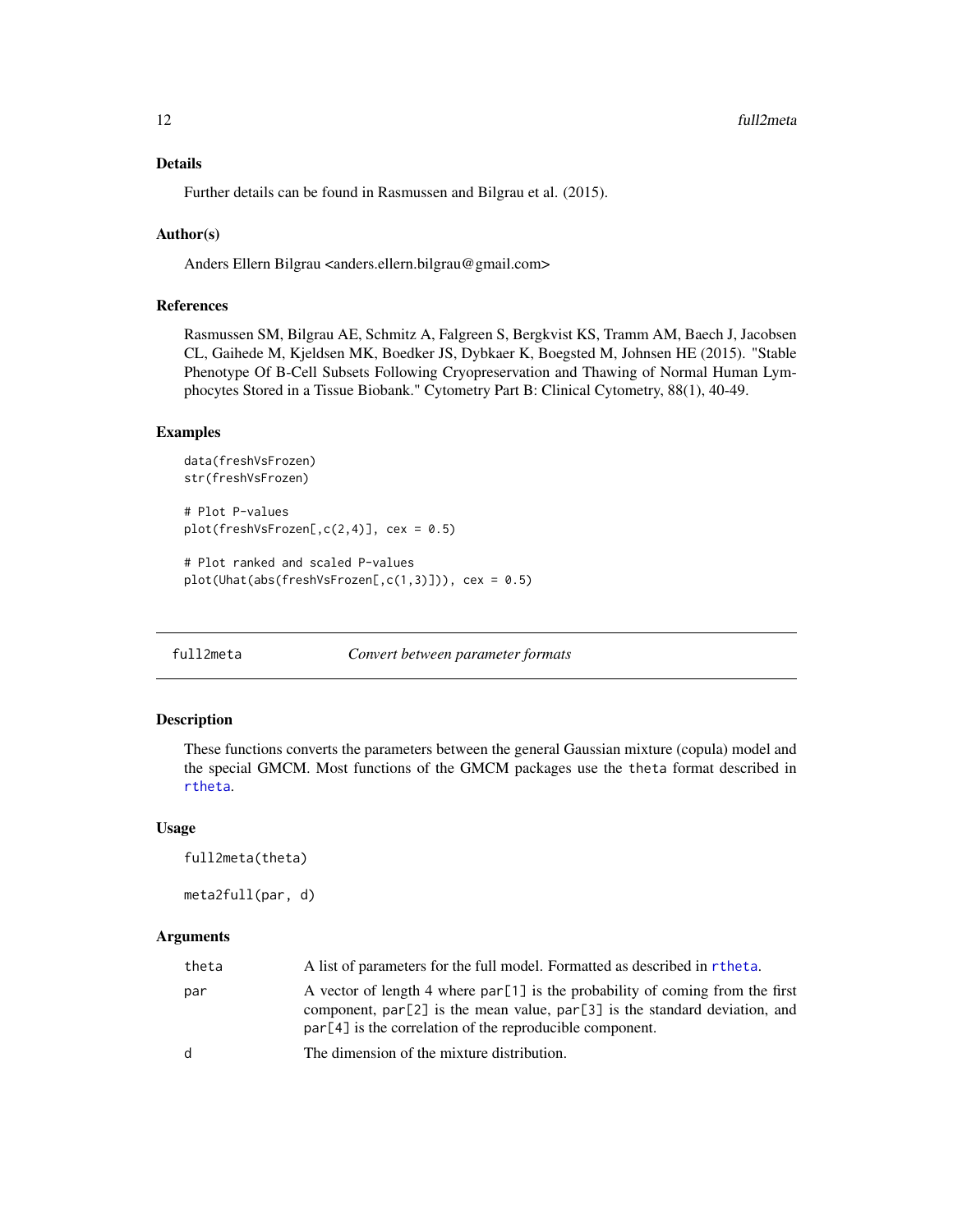### Details

Further details can be found in Rasmussen and Bilgrau et al. (2015).

### Author(s)

Anders Ellern Bilgrau <anders.ellern.bilgrau@gmail.com>

### References

Rasmussen SM, Bilgrau AE, Schmitz A, Falgreen S, Bergkvist KS, Tramm AM, Baech J, Jacobsen CL, Gaihede M, Kjeldsen MK, Boedker JS, Dybkaer K, Boegsted M, Johnsen HE (2015). "Stable Phenotype Of B-Cell Subsets Following Cryopreservation and Thawing of Normal Human Lymphocytes Stored in a Tissue Biobank." Cytometry Part B: Clinical Cytometry, 88(1), 40-49.

### Examples

```
data(freshVsFrozen)
str(freshVsFrozen)

# Plot P-values
plot(freshVsFrozen[,c(2,4)], cex = 0.5)

# Plot ranked and scaled P-values
plot(Uhat(abs(freshVsFrozen[,c(1,3)])), cex = 0.5)
```

---

## full2meta — *Convert between parameter formats*

---

### Description

These functions converts the parameters between the general Gaussian mixture (copula) model and the special GMCM. Most functions of the GMCM packages use the `theta` format described in `rtheta`.

### Usage

```
full2meta(theta)

meta2full(par, d)
```

### Arguments

| | |
|---|---|
| `theta` | A list of parameters for the full model. Formatted as described in `rtheta`. |
| `par` | A vector of length 4 where `par[1]` is the probability of coming from the first component, `par[2]` is the mean value, `par[3]` is the standard deviation, and `par[4]` is the correlation of the reproducible component. |
| `d` | The dimension of the mixture distribution. |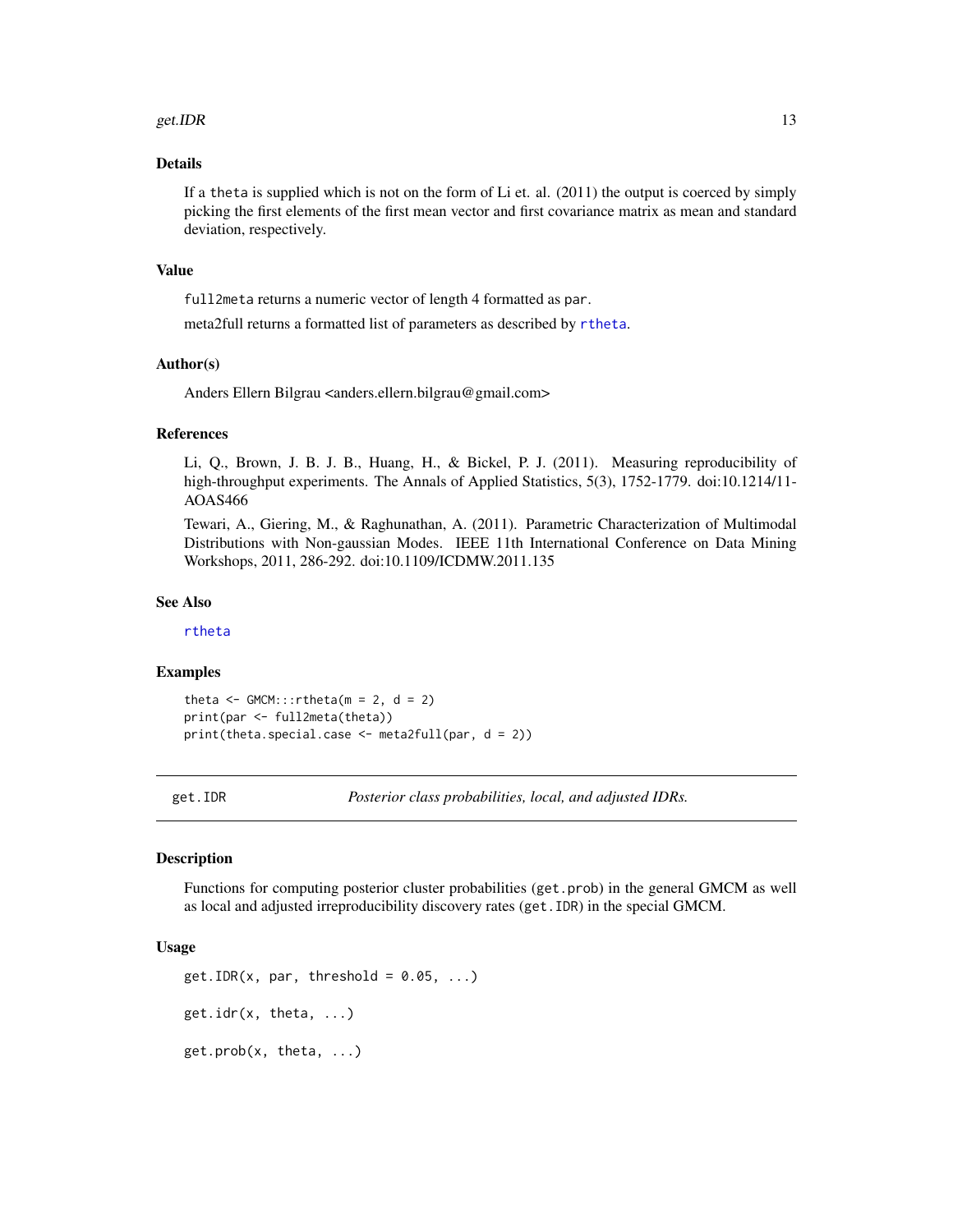### Details

If a `theta` is supplied which is not on the form of Li et. al. (2011) the output is coerced by simply picking the first elements of the first mean vector and first covariance matrix as mean and standard deviation, respectively.

### Value

`full2meta` returns a numeric vector of length 4 formatted as `par`.

meta2full returns a formatted list of parameters as described by `rtheta`.

### Author(s)

Anders Ellern Bilgrau <anders.ellern.bilgrau@gmail.com>

### References

Li, Q., Brown, J. B. J. B., Huang, H., & Bickel, P. J. (2011). Measuring reproducibility of high-throughput experiments. The Annals of Applied Statistics, 5(3), 1752-1779. doi:10.1214/11-AOAS466

Tewari, A., Giering, M., & Raghunathan, A. (2011). Parametric Characterization of Multimodal Distributions with Non-gaussian Modes. IEEE 11th International Conference on Data Mining Workshops, 2011, 286-292. doi:10.1109/ICDMW.2011.135

### See Also

`rtheta`

### Examples

```
theta <- GMCM:::rtheta(m = 2, d = 2)
print(par <- full2meta(theta))
print(theta.special.case <- meta2full(par, d = 2))
```

---

## get.IDR — *Posterior class probabilities, local, and adjusted IDRs.*

---

### Description

Functions for computing posterior cluster probabilities (`get.prob`) in the general GMCM as well as local and adjusted irreproducibility discovery rates (`get.IDR`) in the special GMCM.

### Usage

```
get.IDR(x, par, threshold = 0.05, ...)

get.idr(x, theta, ...)

get.prob(x, theta, ...)
```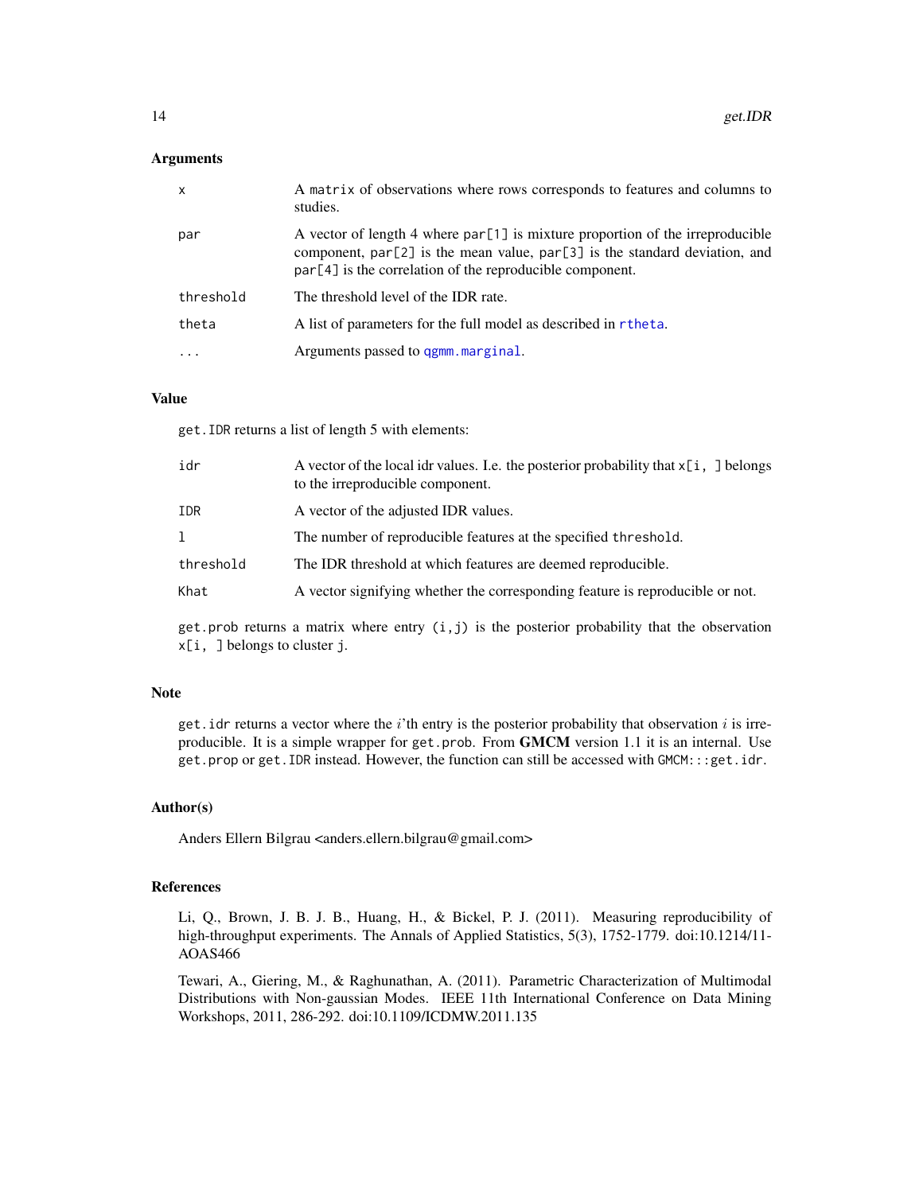### Arguments

| | |
|---|---|
| `x` | A `matrix` of observations where rows corresponds to features and columns to studies. |
| `par` | A vector of length 4 where `par[1]` is mixture proportion of the irreproducible component, `par[2]` is the mean value, `par[3]` is the standard deviation, and `par[4]` is the correlation of the reproducible component. |
| `threshold` | The threshold level of the IDR rate. |
| `theta` | A list of parameters for the full model as described in `rtheta`. |
| `...` | Arguments passed to `qgmm.marginal`. |

### Value

`get.IDR` returns a list of length 5 with elements:

| | |
|---|---|
| `idr` | A vector of the local idr values. I.e. the posterior probability that `x[i, ]` belongs to the irreproducible component. |
| `IDR` | A vector of the adjusted IDR values. |
| `l` | The number of reproducible features at the specified `threshold`. |
| `threshold` | The IDR threshold at which features are deemed reproducible. |
| `Khat` | A vector signifying whether the corresponding feature is reproducible or not. |

`get.prob` returns a matrix where entry `(i,j)` is the posterior probability that the observation `x[i, ]` belongs to cluster `j`.

### Note

`get.idr` returns a vector where the $i$'th entry is the posterior probability that observation $i$ is irreproducible. It is a simple wrapper for `get.prob`. From **GMCM** version 1.1 it is an internal. Use `get.prop` or `get.IDR` instead. However, the function can still be accessed with `GMCM:::get.idr`.

### Author(s)

Anders Ellern Bilgrau <anders.ellern.bilgrau@gmail.com>

### References

Li, Q., Brown, J. B. J. B., Huang, H., & Bickel, P. J. (2011). Measuring reproducibility of high-throughput experiments. The Annals of Applied Statistics, 5(3), 1752-1779. doi:10.1214/11-AOAS466

Tewari, A., Giering, M., & Raghunathan, A. (2011). Parametric Characterization of Multimodal Distributions with Non-gaussian Modes. IEEE 11th International Conference on Data Mining Workshops, 2011, 286-292. doi:10.1109/ICDMW.2011.135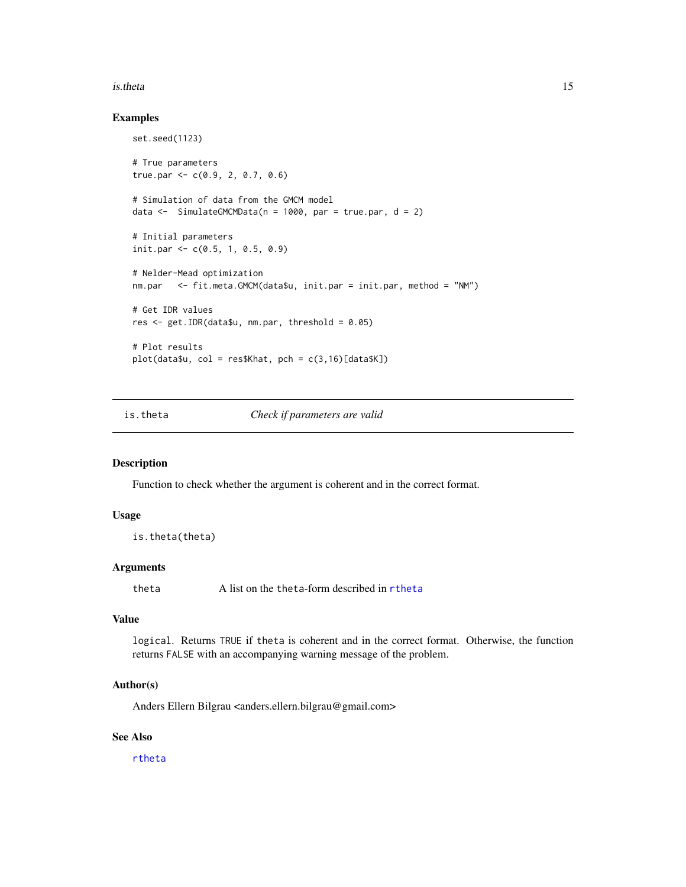## Examples

```
set.seed(1123)

# True parameters
true.par <- c(0.9, 2, 0.7, 0.6)

# Simulation of data from the GMCM model
data <-  SimulateGMCMData(n = 1000, par = true.par, d = 2)

# Initial parameters
init.par <- c(0.5, 1, 0.5, 0.9)

# Nelder-Mead optimization
nm.par   <- fit.meta.GMCM(data$u, init.par = init.par, method = "NM")

# Get IDR values
res <- get.IDR(data$u, nm.par, threshold = 0.05)

# Plot results
plot(data$u, col = res$Khat, pch = c(3,16)[data$K])
```

---

# is.theta — *Check if parameters are valid*

---

## Description

Function to check whether the argument is coherent and in the correct format.

## Usage

```
is.theta(theta)
```

## Arguments

| | |
|---|---|
| `theta` | A list on the `theta`-form described in `rtheta` |

## Value

`logical`. Returns `TRUE` if `theta` is coherent and in the correct format. Otherwise, the function returns `FALSE` with an accompanying warning message of the problem.

## Author(s)

Anders Ellern Bilgrau <anders.ellern.bilgrau@gmail.com>

## See Also

`rtheta`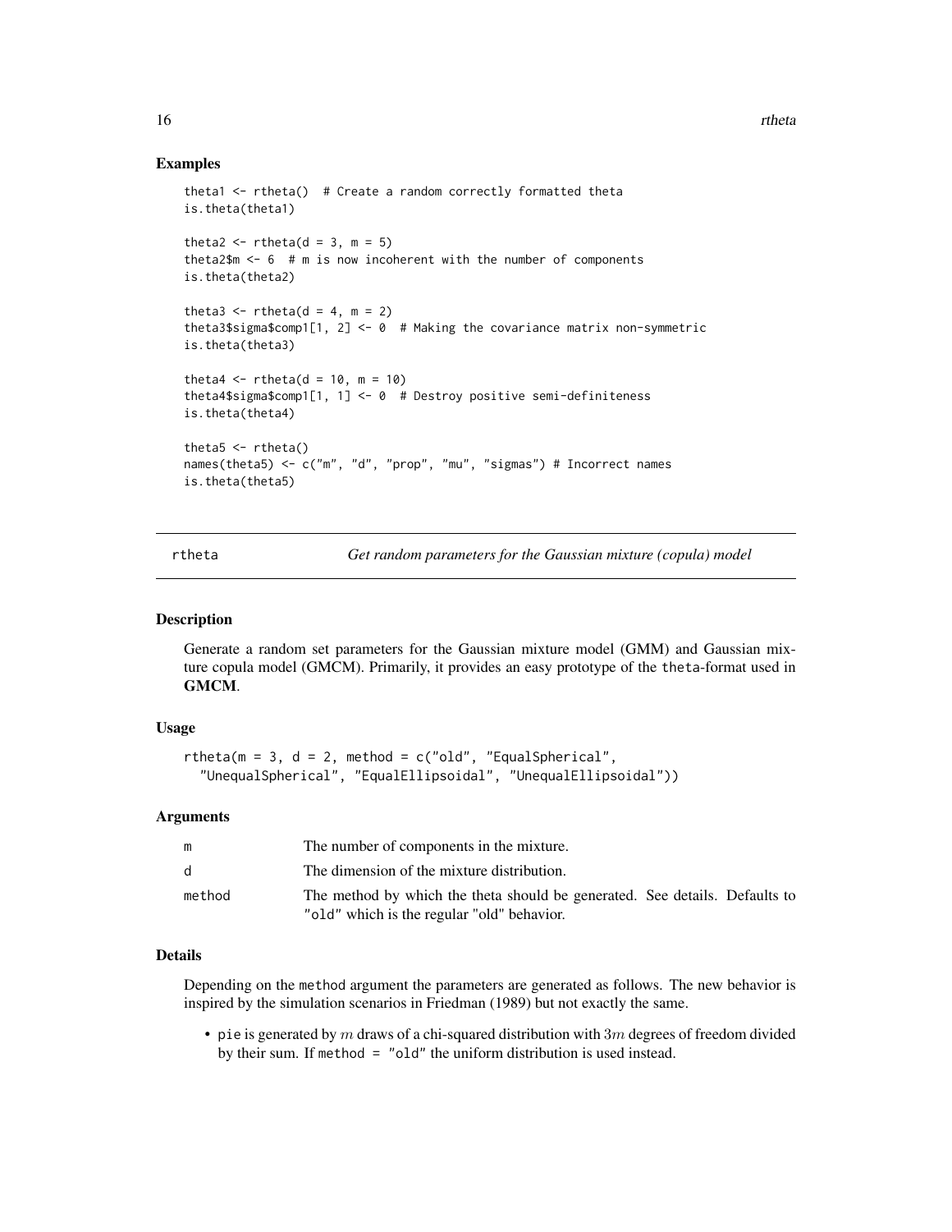## Examples

```
theta1 <- rtheta()  # Create a random correctly formatted theta
is.theta(theta1)

theta2 <- rtheta(d = 3, m = 5)
theta2$m <- 6  # m is now incoherent with the number of components
is.theta(theta2)

theta3 <- rtheta(d = 4, m = 2)
theta3$sigma$comp1[1, 2] <- 0  # Making the covariance matrix non-symmetric
is.theta(theta3)

theta4 <- rtheta(d = 10, m = 10)
theta4$sigma$comp1[1, 1] <- 0  # Destroy positive semi-definiteness
is.theta(theta4)

theta5 <- rtheta()
names(theta5) <- c("m", "d", "prop", "mu", "sigmas") # Incorrect names
is.theta(theta5)
```

---

rtheta — *Get random parameters for the Gaussian mixture (copula) model*

---

## Description

Generate a random set parameters for the Gaussian mixture model (GMM) and Gaussian mixture copula model (GMCM). Primarily, it provides an easy prototype of the theta-format used in **GMCM**.

## Usage

```
rtheta(m = 3, d = 2, method = c("old", "EqualSpherical",
  "UnequalSpherical", "EqualEllipsoidal", "UnequalEllipsoidal"))
```

## Arguments

| | |
|---|---|
| m | The number of components in the mixture. |
| d | The dimension of the mixture distribution. |
| method | The method by which the theta should be generated. See details. Defaults to "old" which is the regular "old" behavior. |

## Details

Depending on the method argument the parameters are generated as follows. The new behavior is inspired by the simulation scenarios in Friedman (1989) but not exactly the same.

- pie is generated by $m$ draws of a chi-squared distribution with $3m$ degrees of freedom divided by their sum. If method = "old" the uniform distribution is used instead.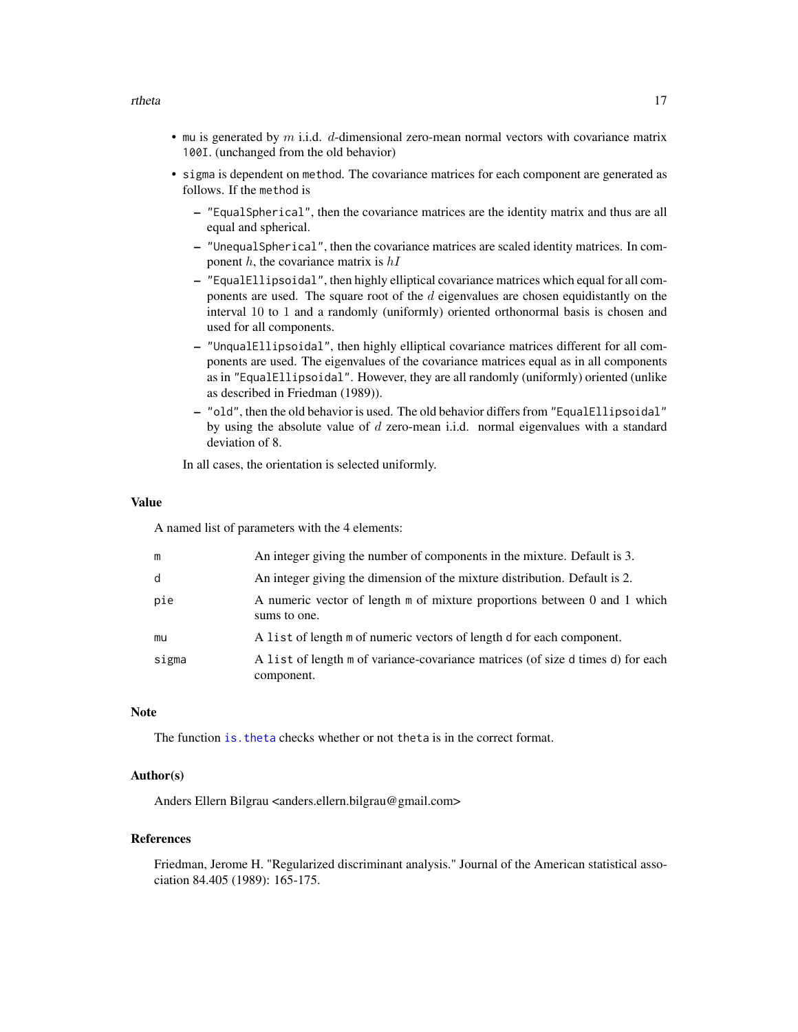- mu is generated by $m$ i.i.d. $d$-dimensional zero-mean normal vectors with covariance matrix 100I. (unchanged from the old behavior)
- sigma is dependent on method. The covariance matrices for each component are generated as follows. If the method is
  - "EqualSpherical", then the covariance matrices are the identity matrix and thus are all equal and spherical.
  - "UnequalSpherical", then the covariance matrices are scaled identity matrices. In component $h$, the covariance matrix is $hI$
  - "EqualEllipsoidal", then highly elliptical covariance matrices which equal for all components are used. The square root of the $d$ eigenvalues are chosen equidistantly on the interval $10$ to $1$ and a randomly (uniformly) oriented orthonormal basis is chosen and used for all components.
  - "UnqualEllipsoidal", then highly elliptical covariance matrices different for all components are used. The eigenvalues of the covariance matrices equal as in all components as in "EqualEllipsoidal". However, they are all randomly (uniformly) oriented (unlike as described in Friedman (1989)).
  - "old", then the old behavior is used. The old behavior differs from "EqualEllipsoidal" by using the absolute value of $d$ zero-mean i.i.d. normal eigenvalues with a standard deviation of 8.

  In all cases, the orientation is selected uniformly.

## Value

A named list of parameters with the 4 elements:

| | |
|---|---|
| m | An integer giving the number of components in the mixture. Default is 3. |
| d | An integer giving the dimension of the mixture distribution. Default is 2. |
| pie | A numeric vector of length m of mixture proportions between 0 and 1 which sums to one. |
| mu | A list of length m of numeric vectors of length d for each component. |
| sigma | A list of length m of variance-covariance matrices (of size d times d) for each component. |

## Note

The function is.theta checks whether or not theta is in the correct format.

## Author(s)

Anders Ellern Bilgrau <anders.ellern.bilgrau@gmail.com>

## References

Friedman, Jerome H. "Regularized discriminant analysis." Journal of the American statistical association 84.405 (1989): 165-175.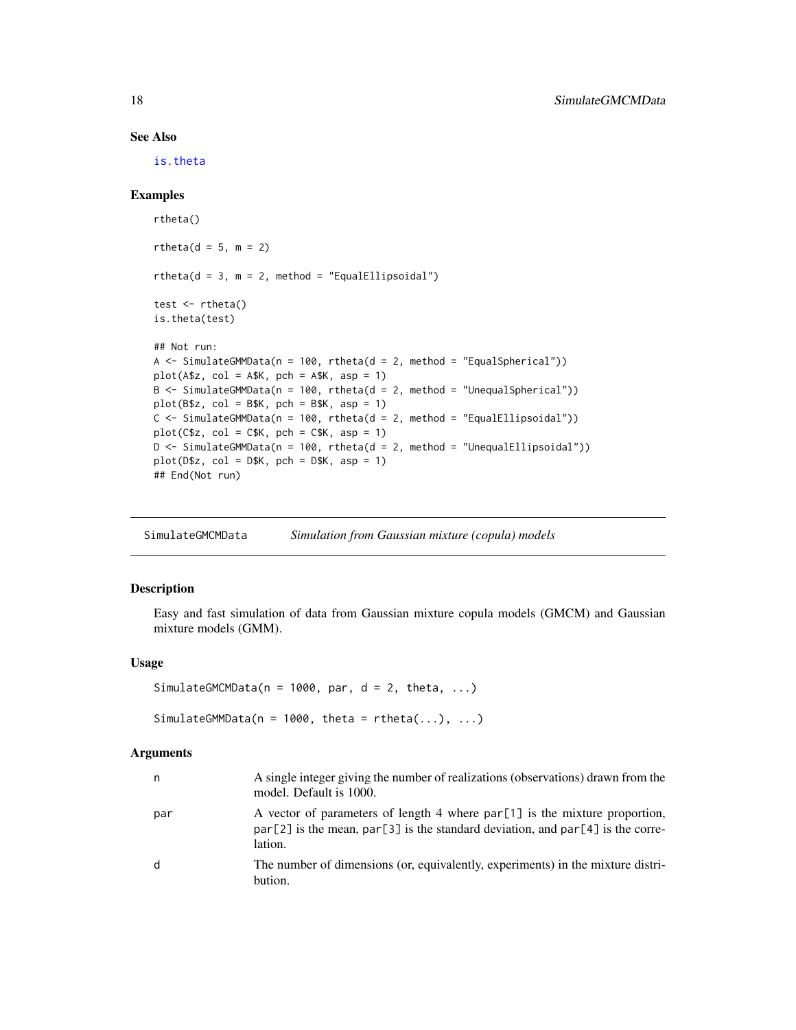### See Also

is.theta

### Examples

```
rtheta()

rtheta(d = 5, m = 2)

rtheta(d = 3, m = 2, method = "EqualEllipsoidal")

test <- rtheta()
is.theta(test)

## Not run:
A <- SimulateGMMData(n = 100, rtheta(d = 2, method = "EqualSpherical"))
plot(A$z, col = A$K, pch = A$K, asp = 1)
B <- SimulateGMMData(n = 100, rtheta(d = 2, method = "UnequalSpherical"))
plot(B$z, col = B$K, pch = B$K, asp = 1)
C <- SimulateGMMData(n = 100, rtheta(d = 2, method = "EqualEllipsoidal"))
plot(C$z, col = C$K, pch = C$K, asp = 1)
D <- SimulateGMMData(n = 100, rtheta(d = 2, method = "UnequalEllipsoidal"))
plot(D$z, col = D$K, pch = D$K, asp = 1)
## End(Not run)
```

---

## SimulateGMCMData *Simulation from Gaussian mixture (copula) models*

### Description

Easy and fast simulation of data from Gaussian mixture copula models (GMCM) and Gaussian mixture models (GMM).

### Usage

```
SimulateGMCMData(n = 1000, par, d = 2, theta, ...)

SimulateGMMData(n = 1000, theta = rtheta(...), ...)
```

### Arguments

| | |
|---|---|
| n | A single integer giving the number of realizations (observations) drawn from the model. Default is 1000. |
| par | A vector of parameters of length 4 where par[1] is the mixture proportion, par[2] is the mean, par[3] is the standard deviation, and par[4] is the correlation. |
| d | The number of dimensions (or, equivalently, experiments) in the mixture distribution. |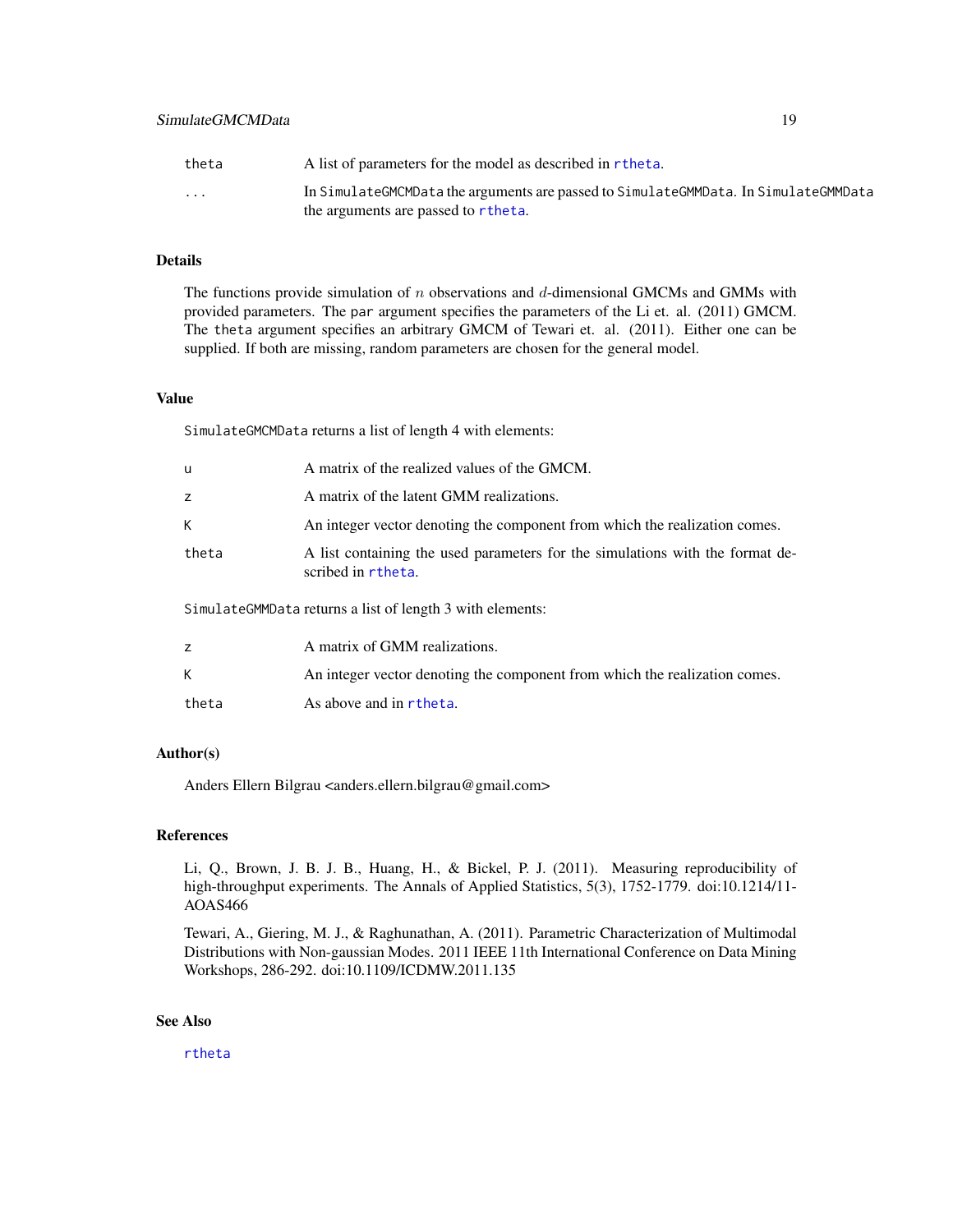| | |
|---|---|
| theta | A list of parameters for the model as described in rtheta. |
| ... | In SimulateGMCMData the arguments are passed to SimulateGMMData. In SimulateGMMData the arguments are passed to rtheta. |

### Details

The functions provide simulation of $n$ observations and $d$-dimensional GMCMs and GMMs with provided parameters. The par argument specifies the parameters of the Li et. al. (2011) GMCM. The theta argument specifies an arbitrary GMCM of Tewari et. al. (2011). Either one can be supplied. If both are missing, random parameters are chosen for the general model.

### Value

SimulateGMCMData returns a list of length 4 with elements:

| | |
|---|---|
| u | A matrix of the realized values of the GMCM. |
| z | A matrix of the latent GMM realizations. |
| K | An integer vector denoting the component from which the realization comes. |
| theta | A list containing the used parameters for the simulations with the format described in rtheta. |

SimulateGMMData returns a list of length 3 with elements:

| | |
|---|---|
| z | A matrix of GMM realizations. |
| K | An integer vector denoting the component from which the realization comes. |
| theta | As above and in rtheta. |

### Author(s)

Anders Ellern Bilgrau <anders.ellern.bilgrau@gmail.com>

### References

Li, Q., Brown, J. B. J. B., Huang, H., & Bickel, P. J. (2011). Measuring reproducibility of high-throughput experiments. The Annals of Applied Statistics, 5(3), 1752-1779. doi:10.1214/11-AOAS466

Tewari, A., Giering, M. J., & Raghunathan, A. (2011). Parametric Characterization of Multimodal Distributions with Non-gaussian Modes. 2011 IEEE 11th International Conference on Data Mining Workshops, 286-292. doi:10.1109/ICDMW.2011.135

### See Also

rtheta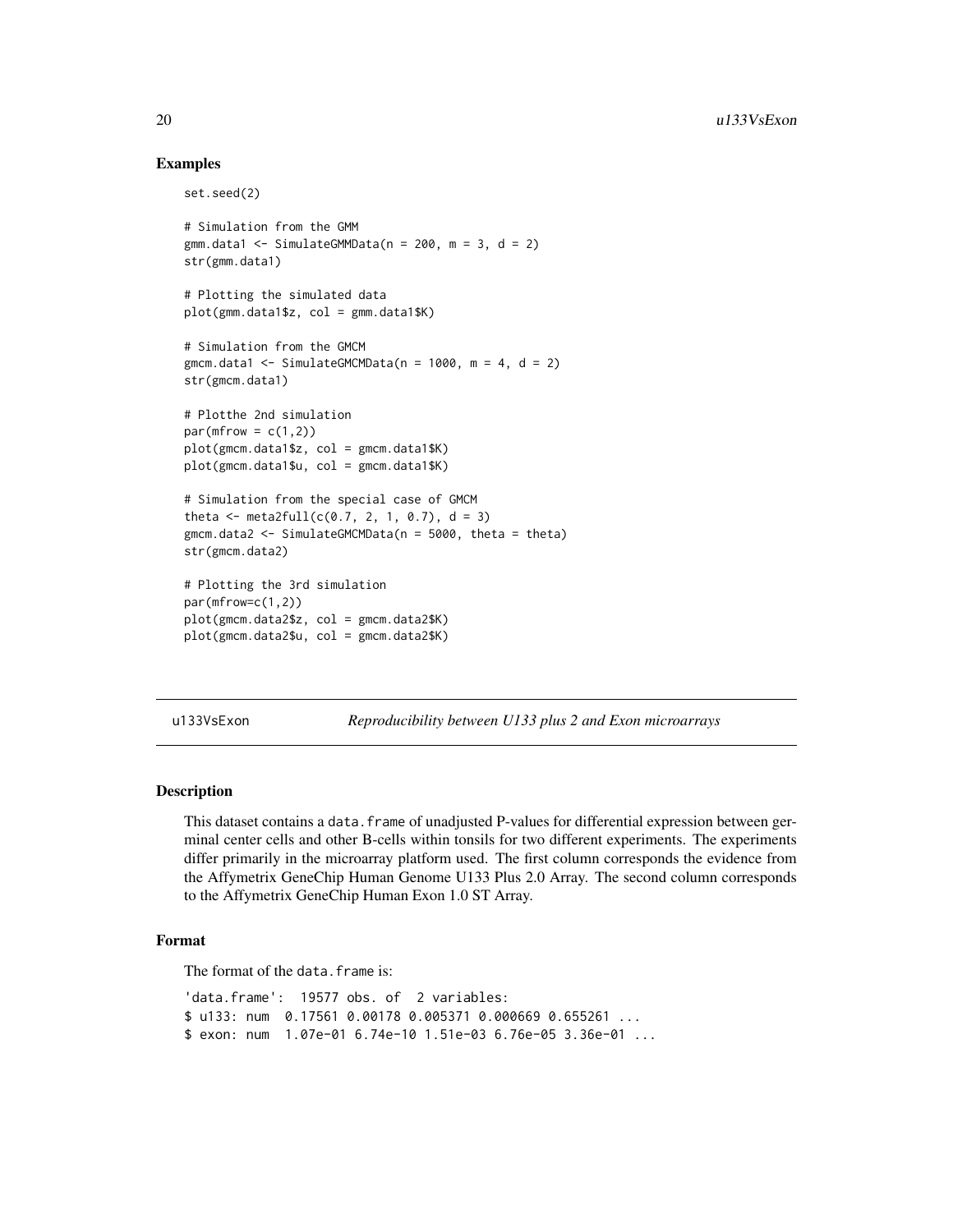### Examples

```
set.seed(2)

# Simulation from the GMM
gmm.data1 <- SimulateGMMData(n = 200, m = 3, d = 2)
str(gmm.data1)

# Plotting the simulated data
plot(gmm.data1$z, col = gmm.data1$K)

# Simulation from the GMCM
gmcm.data1 <- SimulateGMCMData(n = 1000, m = 4, d = 2)
str(gmcm.data1)

# Plotthe 2nd simulation
par(mfrow = c(1,2))
plot(gmcm.data1$z, col = gmcm.data1$K)
plot(gmcm.data1$u, col = gmcm.data1$K)

# Simulation from the special case of GMCM
theta <- meta2full(c(0.7, 2, 1, 0.7), d = 3)
gmcm.data2 <- SimulateGMCMData(n = 5000, theta = theta)
str(gmcm.data2)

# Plotting the 3rd simulation
par(mfrow=c(1,2))
plot(gmcm.data2$z, col = gmcm.data2$K)
plot(gmcm.data2$u, col = gmcm.data2$K)
```

---

## u133VsExon — *Reproducibility between U133 plus 2 and Exon microarrays*

---

### Description

This dataset contains a `data.frame` of unadjusted P-values for differential expression between germinal center cells and other B-cells within tonsils for two different experiments. The experiments differ primarily in the microarray platform used. The first column corresponds the evidence from the Affymetrix GeneChip Human Genome U133 Plus 2.0 Array. The second column corresponds to the Affymetrix GeneChip Human Exon 1.0 ST Array.

### Format

The format of the `data.frame` is:

```
'data.frame':  19577 obs. of  2 variables:
$ u133: num  0.17561 0.00178 0.005371 0.000669 0.655261 ...
$ exon: num  1.07e-01 6.74e-10 1.51e-03 6.76e-05 3.36e-01 ...
```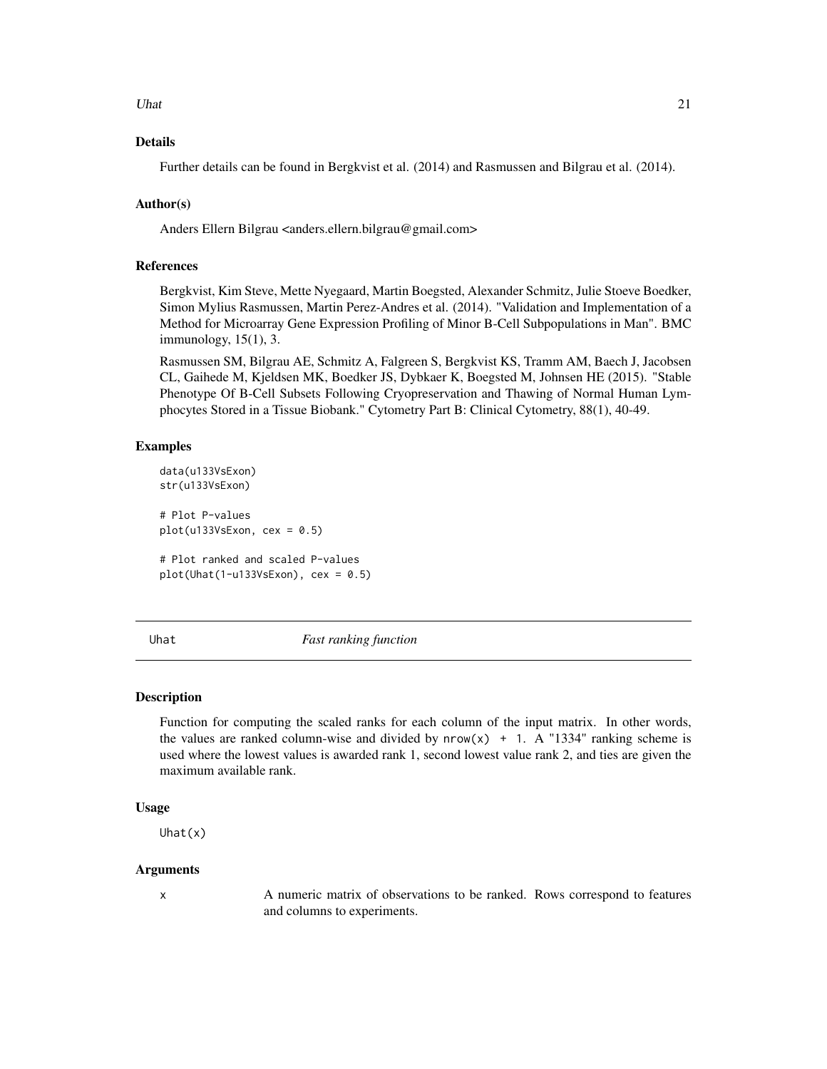## Details

Further details can be found in Bergkvist et al. (2014) and Rasmussen and Bilgrau et al. (2014).

## Author(s)

Anders Ellern Bilgrau <anders.ellern.bilgrau@gmail.com>

## References

Bergkvist, Kim Steve, Mette Nyegaard, Martin Boegsted, Alexander Schmitz, Julie Stoeve Boedker, Simon Mylius Rasmussen, Martin Perez-Andres et al. (2014). "Validation and Implementation of a Method for Microarray Gene Expression Profiling of Minor B-Cell Subpopulations in Man". BMC immunology, 15(1), 3.

Rasmussen SM, Bilgrau AE, Schmitz A, Falgreen S, Bergkvist KS, Tramm AM, Baech J, Jacobsen CL, Gaihede M, Kjeldsen MK, Boedker JS, Dybkaer K, Boegsted M, Johnsen HE (2015). "Stable Phenotype Of B-Cell Subsets Following Cryopreservation and Thawing of Normal Human Lymphocytes Stored in a Tissue Biobank." Cytometry Part B: Clinical Cytometry, 88(1), 40-49.

## Examples

```
data(u133VsExon)
str(u133VsExon)

# Plot P-values
plot(u133VsExon, cex = 0.5)

# Plot ranked and scaled P-values
plot(Uhat(1-u133VsExon), cex = 0.5)
```

---

# Uhat — *Fast ranking function*

---

## Description

Function for computing the scaled ranks for each column of the input matrix. In other words, the values are ranked column-wise and divided by `nrow(x) + 1`. A "1334" ranking scheme is used where the lowest values is awarded rank 1, second lowest value rank 2, and ties are given the maximum available rank.

## Usage

```
Uhat(x)
```

## Arguments

| | |
|---|---|
| x | A numeric matrix of observations to be ranked. Rows correspond to features and columns to experiments. |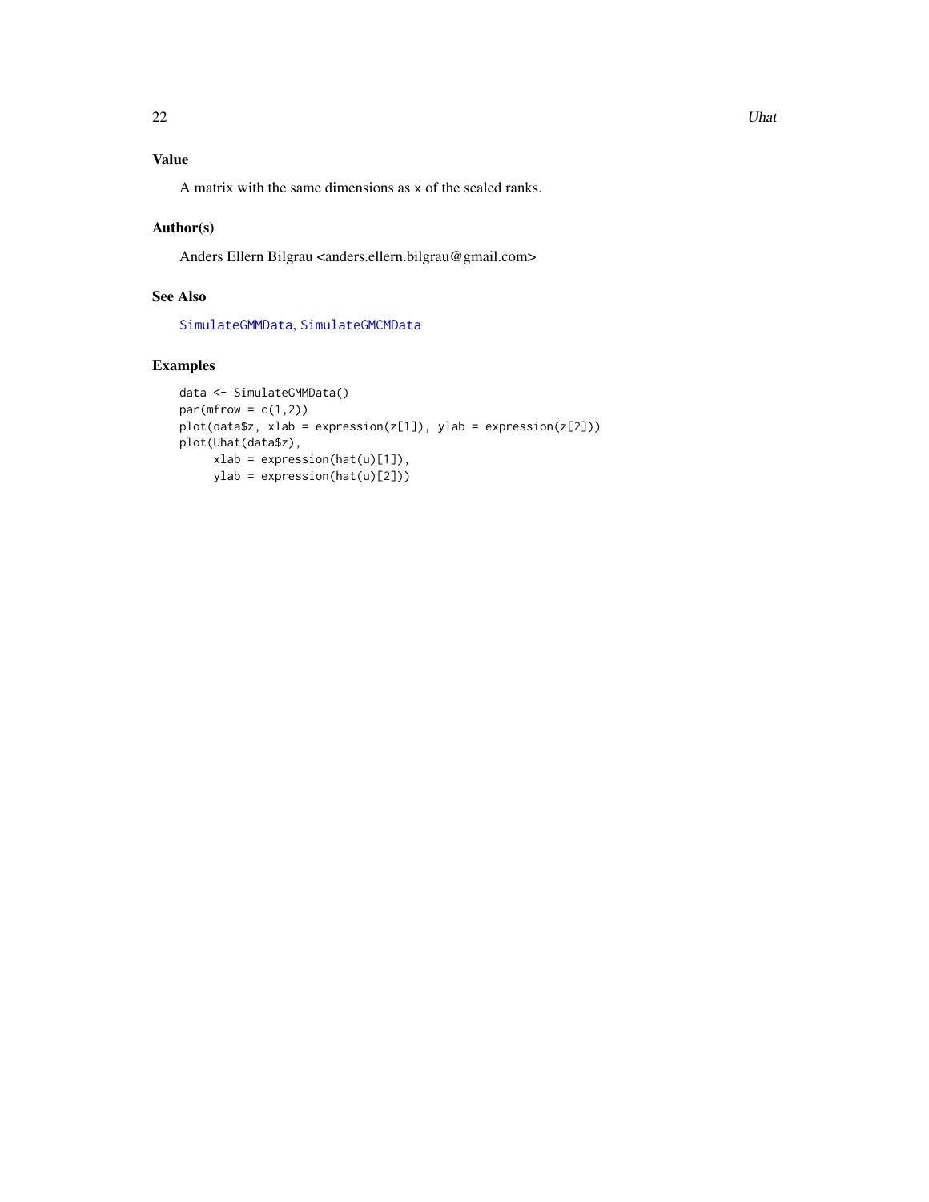## Value

A matrix with the same dimensions as x of the scaled ranks.

## Author(s)

Anders Ellern Bilgrau <anders.ellern.bilgrau@gmail.com>

## See Also

SimulateGMMData, SimulateGMCMData

## Examples

```
data <- SimulateGMMData()
par(mfrow = c(1,2))
plot(data$z, xlab = expression(z[1]), ylab = expression(z[2]))
plot(Uhat(data$z),
     xlab = expression(hat(u)[1]),
     ylab = expression(hat(u)[2]))
```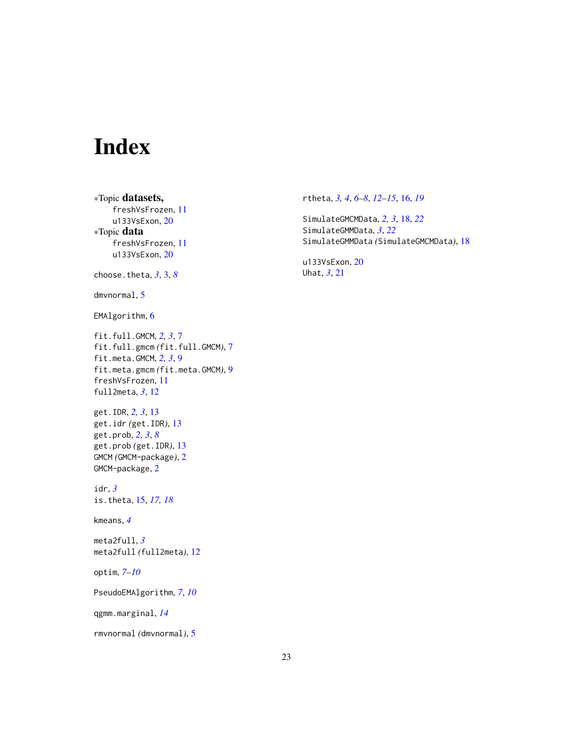# Index

*Topic **datasets,**
- freshVsFrozen, 11
- u133VsExon, 20

*Topic **data**
- freshVsFrozen, 11
- u133VsExon, 20

choose.theta, *3*, 3, *8*

dmvnormal, 5

EMAlgorithm, 6

fit.full.GMCM, *2, 3*, 7
fit.full.gmcm *(*fit.full.GMCM*)*, 7
fit.meta.GMCM, *2, 3*, 9
fit.meta.gmcm *(*fit.meta.GMCM*)*, 9
freshVsFrozen, 11
full2meta, *3*, 12

get.IDR, *2, 3*, 13
get.idr *(*get.IDR*)*, 13
get.prob, *2, 3*, *8*
get.prob *(*get.IDR*)*, 13
GMCM *(*GMCM-package*)*, 2
GMCM-package, 2

idr, *3*
is.theta, 15, *17, 18*

kmeans, *4*

meta2full, *3*
meta2full *(*full2meta*)*, 12

optim, *7–10*

PseudoEMAlgorithm, *7*, *10*

qgmm.marginal, *14*

rmvnormal *(*dmvnormal*)*, 5

rtheta, *3, 4*, *6–8*, *12–15*, 16, *19*

SimulateGMCMData, *2, 3*, 18, *22*
SimulateGMMData, *3*, *22*
SimulateGMMData *(*SimulateGMCMData*)*, 18

u133VsExon, 20
Uhat, *3*, 21